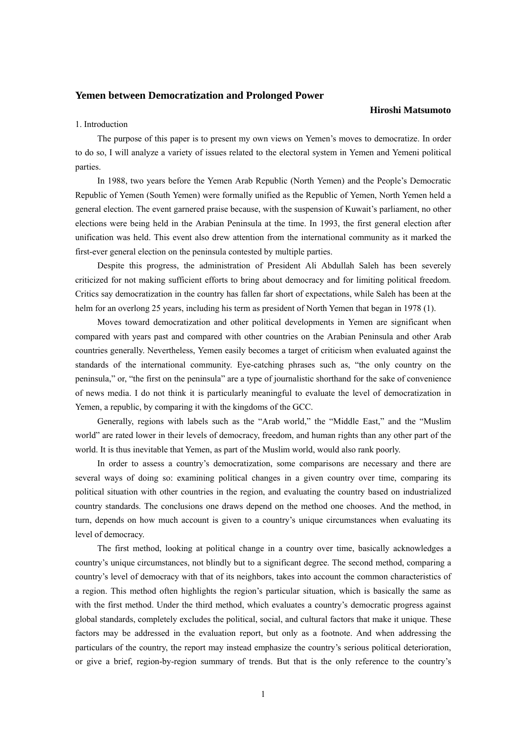# Yemen between Democratization and Prolonged Power

**Hiroshi Matsumoto**

## 1. Introduction

The purpose of this paper is to present my own views on Yemen's moves to democratize. In order to do so, I will analyze a variety of issues related to the electoral system in Yemen and Yemeni political parties.

In 1988, two years before the Yemen Arab Republic (North Yemen) and the People's Democratic Republic of Yemen (South Yemen) were formally unified as the Republic of Yemen, North Yemen held a general election. The event garnered praise because, with the suspension of Kuwait's parliament, no other elections were being held in the Arabian Peninsula at the time. In 1993, the first general election after unification was held. This event also drew attention from the international community as it marked the first-ever general election on the peninsula contested by multiple parties.

Despite this progress, the administration of President Ali Abdullah Saleh has been severely criticized for not making sufficient efforts to bring about democracy and for limiting political freedom. Critics say democratization in the country has fallen far short of expectations, while Saleh has been at the helm for an overlong 25 years, including his term as president of North Yemen that began in 1978 (1).

Moves toward democratization and other political developments in Yemen are significant when compared with years past and compared with other countries on the Arabian Peninsula and other Arab countries generally. Nevertheless, Yemen easily becomes a target of criticism when evaluated against the standards of the international community. Eye-catching phrases such as, "the only country on the peninsula," or, "the first on the peninsula" are a type of journalistic shorthand for the sake of convenience of news media. I do not think it is particularly meaningful to evaluate the level of democratization in Yemen, a republic, by comparing it with the kingdoms of the GCC.

Generally, regions with labels such as the "Arab world," the "Middle East," and the "Muslim world" are rated lower in their levels of democracy, freedom, and human rights than any other part of the world. It is thus inevitable that Yemen, as part of the Muslim world, would also rank poorly.

In order to assess a country's democratization, some comparisons are necessary and there are several ways of doing so: examining political changes in a given country over time, comparing its political situation with other countries in the region, and evaluating the country based on industrialized country standards. The conclusions one draws depend on the method one chooses. And the method, in turn, depends on how much account is given to a country's unique circumstances when evaluating its level of democracy.

The first method, looking at political change in a country over time, basically acknowledges a country's unique circumstances, not blindly but to a significant degree. The second method, comparing a country's level of democracy with that of its neighbors, takes into account the common characteristics of a region. This method often highlights the region's particular situation, which is basically the same as with the first method. Under the third method, which evaluates a country's democratic progress against global standards, completely excludes the political, social, and cultural factors that make it unique. These factors may be addressed in the evaluation report, but only as a footnote. And when addressing the particulars of the country, the report may instead emphasize the country's serious political deterioration, or give a brief, region-by-region summary of trends. But that is the only reference to the country's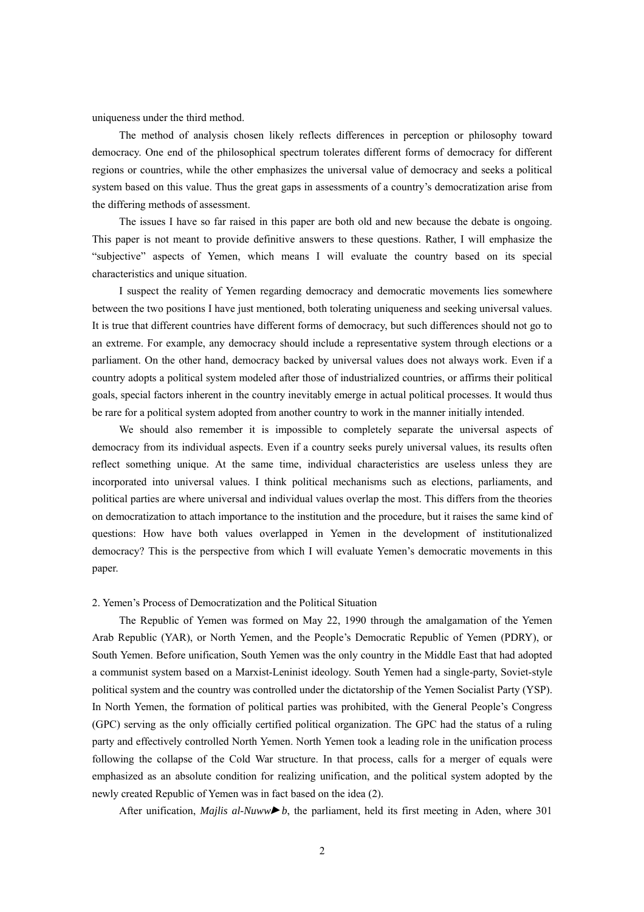uniqueness under the third method.

The method of analysis chosen likely reflects differences in perception or philosophy toward democracy. One end of the philosophical spectrum tolerates different forms of democracy for different regions or countries, while the other emphasizes the universal value of democracy and seeks a political system based on this value. Thus the great gaps in assessments of a country's democratization arise from the differing methods of assessment.

The issues I have so far raised in this paper are both old and new because the debate is ongoing. This paper is not meant to provide definitive answers to these questions. Rather, I will emphasize the "subjective" aspects of Yemen, which means I will evaluate the country based on its special characteristics and unique situation.

I suspect the reality of Yemen regarding democracy and democratic movements lies somewhere between the two positions I have just mentioned, both tolerating uniqueness and seeking universal values. It is true that different countries have different forms of democracy, but such differences should not go to an extreme. For example, any democracy should include a representative system through elections or a parliament. On the other hand, democracy backed by universal values does not always work. Even if a country adopts a political system modeled after those of industrialized countries, or affirms their political goals, special factors inherent in the country inevitably emerge in actual political processes. It would thus be rare for a political system adopted from another country to work in the manner initially intended.

We should also remember it is impossible to completely separate the universal aspects of democracy from its individual aspects. Even if a country seeks purely universal values, its results often reflect something unique. At the same time, individual characteristics are useless unless they are incorporated into universal values. I think political mechanisms such as elections, parliaments, and political parties are where universal and individual values overlap the most. This differs from the theories on democratization to attach importance to the institution and the procedure, but it raises the same kind of questions: How have both values overlapped in Yemen in the development of institutionalized democracy? This is the perspective from which I will evaluate Yemen's democratic movements in this paper.

## 2. Yemen's Process of Democratization and the Political Situation

The Republic of Yemen was formed on May 22, 1990 through the amalgamation of the Yemen Arab Republic (YAR), or North Yemen, and the People's Democratic Republic of Yemen (PDRY), or South Yemen. Before unification, South Yemen was the only country in the Middle East that had adopted a communist system based on a Marxist-Leninist ideology. South Yemen had a single-party, Soviet-style political system and the country was controlled under the dictatorship of the Yemen Socialist Party (YSP). In North Yemen, the formation of political parties was prohibited, with the General People's Congress (GPC) serving as the only officially certified political organization. The GPC had the status of a ruling party and effectively controlled North Yemen. North Yemen took a leading role in the unification process following the collapse of the Cold War structure. In that process, calls for a merger of equals were emphasized as an absolute condition for realizing unification, and the political system adopted by the newly created Republic of Yemen was in fact based on the idea (2).

After unification, *Majlis al-Nuww►b*, the parliament, held its first meeting in Aden, where 301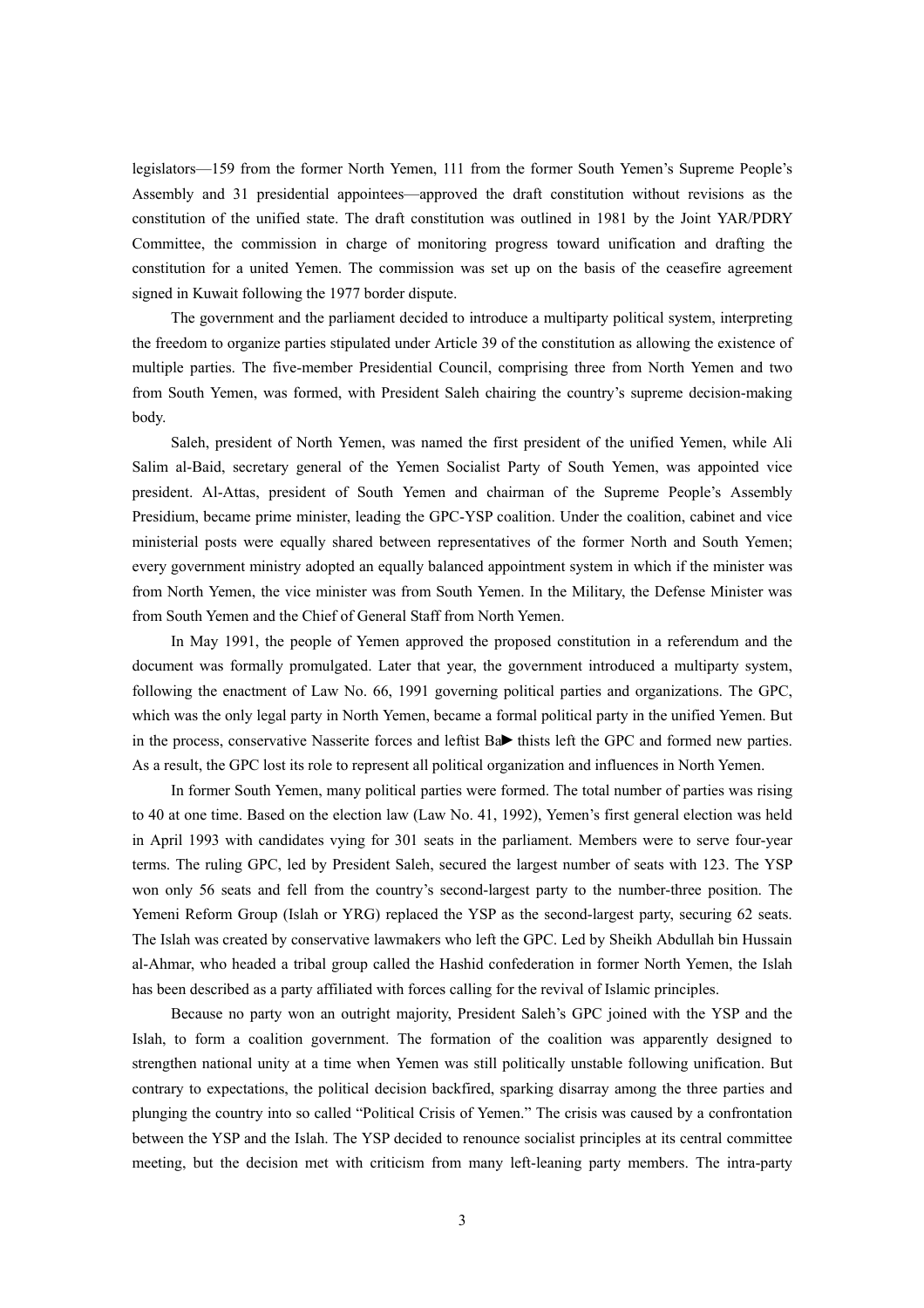legislators—159 from the former North Yemen, 111 from the former South Yemen's Supreme People's Assembly and 31 presidential appointees—approved the draft constitution without revisions as the constitution of the unified state. The draft constitution was outlined in 1981 by the Joint YAR/PDRY Committee, the commission in charge of monitoring progress toward unification and drafting the constitution for a united Yemen. The commission was set up on the basis of the ceasefire agreement signed in Kuwait following the 1977 border dispute.

The government and the parliament decided to introduce a multiparty political system, interpreting the freedom to organize parties stipulated under Article 39 of the constitution as allowing the existence of multiple parties. The five-member Presidential Council, comprising three from North Yemen and two from South Yemen, was formed, with President Saleh chairing the country's supreme decision-making body.

Saleh, president of North Yemen, was named the first president of the unified Yemen, while Ali Salim al-Baid, secretary general of the Yemen Socialist Party of South Yemen, was appointed vice president. Al-Attas, president of South Yemen and chairman of the Supreme People's Assembly Presidium, became prime minister, leading the GPC-YSP coalition. Under the coalition, cabinet and vice ministerial posts were equally shared between representatives of the former North and South Yemen; every government ministry adopted an equally balanced appointment system in which if the minister was from North Yemen, the vice minister was from South Yemen. In the Military, the Defense Minister was from South Yemen and the Chief of General Staff from North Yemen.

In May 1991, the people of Yemen approved the proposed constitution in a referendum and the document was formally promulgated. Later that year, the government introduced a multiparty system, following the enactment of Law No. 66, 1991 governing political parties and organizations. The GPC, which was the only legal party in North Yemen, became a formal political party in the unified Yemen. But in the process, conservative Nasserite forces and leftist Ba► thists left the GPC and formed new parties. As a result, the GPC lost its role to represent all political organization and influences in North Yemen.

In former South Yemen, many political parties were formed. The total number of parties was rising to 40 at one time. Based on the election law (Law No. 41, 1992), Yemen's first general election was held in April 1993 with candidates vying for 301 seats in the parliament. Members were to serve four-year terms. The ruling GPC, led by President Saleh, secured the largest number of seats with 123. The YSP won only 56 seats and fell from the country's second-largest party to the number-three position. The Yemeni Reform Group (Islah or YRG) replaced the YSP as the second-largest party, securing 62 seats. The Islah was created by conservative lawmakers who left the GPC. Led by Sheikh Abdullah bin Hussain al-Ahmar, who headed a tribal group called the Hashid confederation in former North Yemen, the Islah has been described as a party affiliated with forces calling for the revival of Islamic principles.

Because no party won an outright majority, President Saleh's GPC joined with the YSP and the Islah, to form a coalition government. The formation of the coalition was apparently designed to strengthen national unity at a time when Yemen was still politically unstable following unification. But contrary to expectations, the political decision backfired, sparking disarray among the three parties and plunging the country into so called "Political Crisis of Yemen." The crisis was caused by a confrontation between the YSP and the Islah. The YSP decided to renounce socialist principles at its central committee meeting, but the decision met with criticism from many left-leaning party members. The intra-party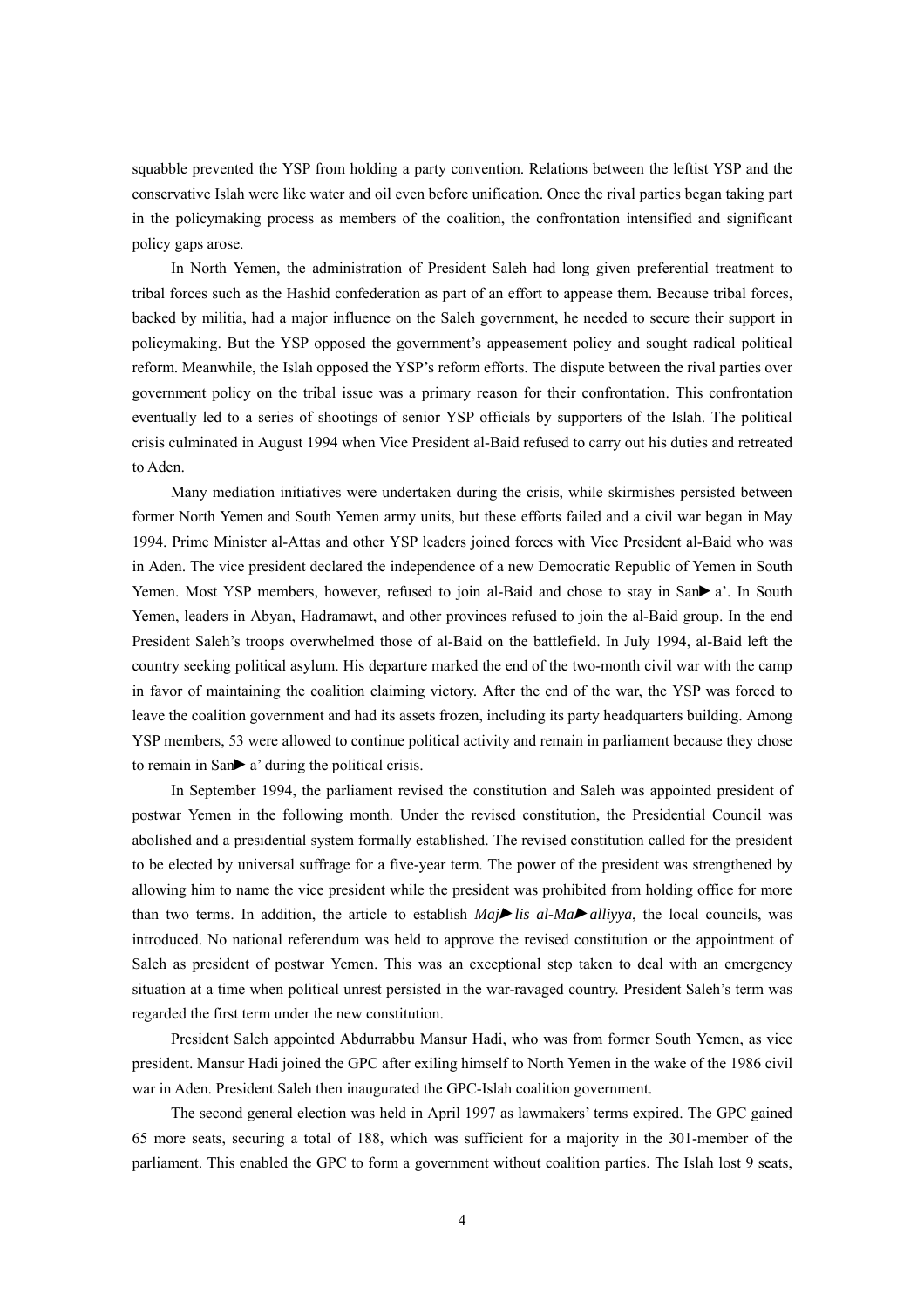squabble prevented the YSP from holding a party convention. Relations between the leftist YSP and the conservative Islah were like water and oil even before unification. Once the rival parties began taking part in the policymaking process as members of the coalition, the confrontation intensified and significant policy gaps arose.

In North Yemen, the administration of President Saleh had long given preferential treatment to tribal forces such as the Hashid confederation as part of an effort to appease them. Because tribal forces, backed by militia, had a major influence on the Saleh government, he needed to secure their support in policymaking. But the YSP opposed the government's appeasement policy and sought radical political reform. Meanwhile, the Islah opposed the YSP's reform efforts. The dispute between the rival parties over government policy on the tribal issue was a primary reason for their confrontation. This confrontation eventually led to a series of shootings of senior YSP officials by supporters of the Islah. The political crisis culminated in August 1994 when Vice President al-Baid refused to carry out his duties and retreated to Aden.

Many mediation initiatives were undertaken during the crisis, while skirmishes persisted between former North Yemen and South Yemen army units, but these efforts failed and a civil war began in May 1994. Prime Minister al-Attas and other YSP leaders joined forces with Vice President al-Baid who was in Aden. The vice president declared the independence of a new Democratic Republic of Yemen in South Yemen. Most YSP members, however, refused to join al-Baid and chose to stay in San►a'. In South Yemen, leaders in Abyan, Hadramawt, and other provinces refused to join the al-Baid group. In the end President Saleh's troops overwhelmed those of al-Baid on the battlefield. In July 1994, al-Baid left the country seeking political asylum. His departure marked the end of the two-month civil war with the camp in favor of maintaining the coalition claiming victory. After the end of the war, the YSP was forced to leave the coalition government and had its assets frozen, including its party headquarters building. Among YSP members, 53 were allowed to continue political activity and remain in parliament because they chose to remain in San► a' during the political crisis.

In September 1994, the parliament revised the constitution and Saleh was appointed president of postwar Yemen in the following month. Under the revised constitution, the Presidential Council was abolished and a presidential system formally established. The revised constitution called for the president to be elected by universal suffrage for a five-year term. The power of the president was strengthened by allowing him to name the vice president while the president was prohibited from holding office for more than two terms. In addition, the article to establish *Maj►lis al-Ma►alliyya*, the local councils, was introduced. No national referendum was held to approve the revised constitution or the appointment of Saleh as president of postwar Yemen. This was an exceptional step taken to deal with an emergency situation at a time when political unrest persisted in the war-ravaged country. President Saleh's term was regarded the first term under the new constitution.

President Saleh appointed Abdurrabbu Mansur Hadi, who was from former South Yemen, as vice president. Mansur Hadi joined the GPC after exiling himself to North Yemen in the wake of the 1986 civil war in Aden. President Saleh then inaugurated the GPC-Islah coalition government.

The second general election was held in April 1997 as lawmakers' terms expired. The GPC gained 65 more seats, securing a total of 188, which was sufficient for a majority in the 301-member of the parliament. This enabled the GPC to form a government without coalition parties. The Islah lost 9 seats,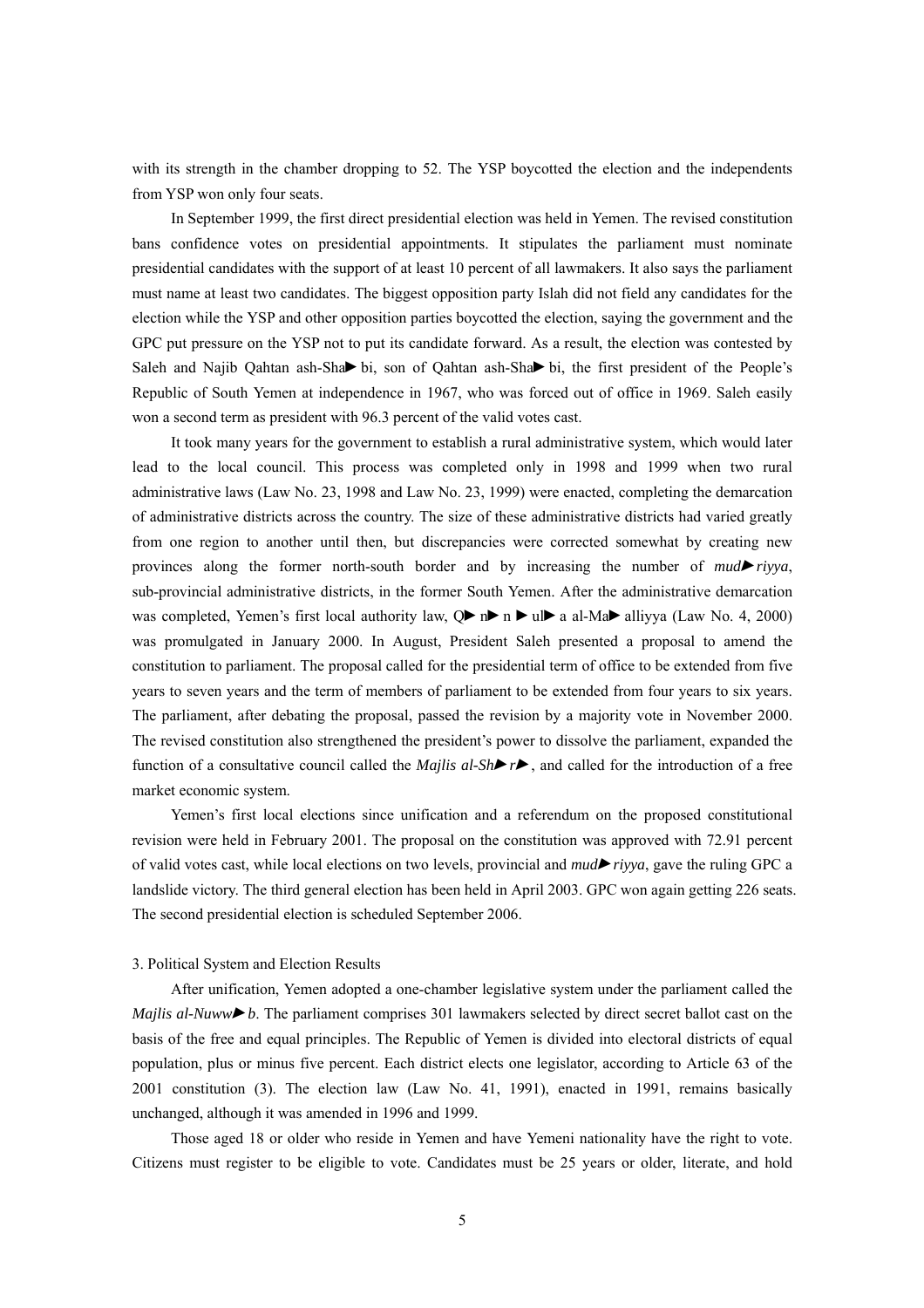with its strength in the chamber dropping to 52. The YSP boycotted the election and the independents from YSP won only four seats.

In September 1999, the first direct presidential election was held in Yemen. The revised constitution bans confidence votes on presidential appointments. It stipulates the parliament must nominate presidential candidates with the support of at least 10 percent of all lawmakers. It also says the parliament must name at least two candidates. The biggest opposition party Islah did not field any candidates for the election while the YSP and other opposition parties boycotted the election, saying the government and the GPC put pressure on the YSP not to put its candidate forward. As a result, the election was contested by Saleh and Najib Qahtan ash-Sha►bi, son of Qahtan ash-Sha►bi, the first president of the People's Republic of South Yemen at independence in 1967, who was forced out of office in 1969. Saleh easily won a second term as president with 96.3 percent of the valid votes cast.

It took many years for the government to establish a rural administrative system, which would later lead to the local council. This process was completed only in 1998 and 1999 when two rural administrative laws (Law No. 23, 1998 and Law No. 23, 1999) were enacted, completing the demarcation of administrative districts across the country. The size of these administrative districts had varied greatly from one region to another until then, but discrepancies were corrected somewhat by creating new provinces along the former north-south border and by increasing the number of *mud►riyya*, sub-provincial administrative districts, in the former South Yemen. After the administrative demarcation was completed, Yemen's first local authority law, Q► n► n ► ul► a al-Ma► alliyya (Law No. 4, 2000) was promulgated in January 2000. In August, President Saleh presented a proposal to amend the constitution to parliament. The proposal called for the presidential term of office to be extended from five years to seven years and the term of members of parliament to be extended from four years to six years. The parliament, after debating the proposal, passed the revision by a majority vote in November 2000. The revised constitution also strengthened the president's power to dissolve the parliament, expanded the function of a consultative council called the *Majlis al-Sh► r►*, and called for the introduction of a free market economic system.

Yemen's first local elections since unification and a referendum on the proposed constitutional revision were held in February 2001. The proposal on the constitution was approved with 72.91 percent of valid votes cast, while local elections on two levels, provincial and *mud►riyya*, gave the ruling GPC a landslide victory. The third general election has been held in April 2003. GPC won again getting 226 seats. The second presidential election is scheduled September 2006.

3. Political System and Election Results

After unification, Yemen adopted a one-chamber legislative system under the parliament called the *Majlis al-Nuww► b*. The parliament comprises 301 lawmakers selected by direct secret ballot cast on the basis of the free and equal principles. The Republic of Yemen is divided into electoral districts of equal population, plus or minus five percent. Each district elects one legislator, according to Article 63 of the 2001 constitution (3). The election law (Law No. 41, 1991), enacted in 1991, remains basically unchanged, although it was amended in 1996 and 1999.

Those aged 18 or older who reside in Yemen and have Yemeni nationality have the right to vote. Citizens must register to be eligible to vote. Candidates must be 25 years or older, literate, and hold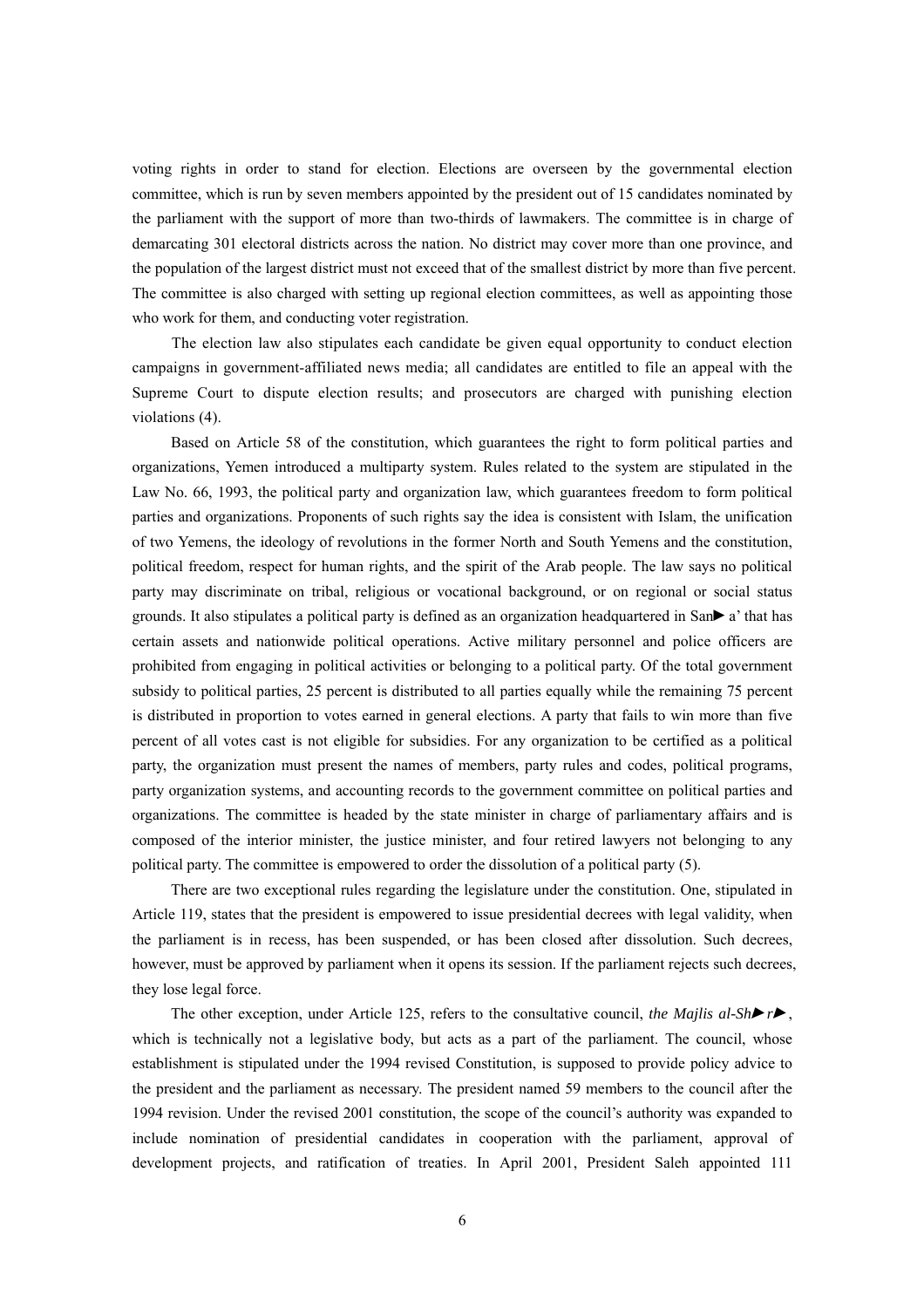voting rights in order to stand for election. Elections are overseen by the governmental election committee, which is run by seven members appointed by the president out of 15 candidates nominated by the parliament with the support of more than two-thirds of lawmakers. The committee is in charge of demarcating 301 electoral districts across the nation. No district may cover more than one province, and the population of the largest district must not exceed that of the smallest district by more than five percent. The committee is also charged with setting up regional election committees, as well as appointing those who work for them, and conducting voter registration.

The election law also stipulates each candidate be given equal opportunity to conduct election campaigns in government-affiliated news media; all candidates are entitled to file an appeal with the Supreme Court to dispute election results; and prosecutors are charged with punishing election violations (4).

Based on Article 58 of the constitution, which guarantees the right to form political parties and organizations, Yemen introduced a multiparty system. Rules related to the system are stipulated in the Law No. 66, 1993, the political party and organization law, which guarantees freedom to form political parties and organizations. Proponents of such rights say the idea is consistent with Islam, the unification of two Yemens, the ideology of revolutions in the former North and South Yemens and the constitution, political freedom, respect for human rights, and the spirit of the Arab people. The law says no political party may discriminate on tribal, religious or vocational background, or on regional or social status grounds. It also stipulates a political party is defined as an organization headquartered in San► a' that has certain assets and nationwide political operations. Active military personnel and police officers are prohibited from engaging in political activities or belonging to a political party. Of the total government subsidy to political parties, 25 percent is distributed to all parties equally while the remaining 75 percent is distributed in proportion to votes earned in general elections. A party that fails to win more than five percent of all votes cast is not eligible for subsidies. For any organization to be certified as a political party, the organization must present the names of members, party rules and codes, political programs, party organization systems, and accounting records to the government committee on political parties and organizations. The committee is headed by the state minister in charge of parliamentary affairs and is composed of the interior minister, the justice minister, and four retired lawyers not belonging to any political party. The committee is empowered to order the dissolution of a political party (5).

There are two exceptional rules regarding the legislature under the constitution. One, stipulated in Article 119, states that the president is empowered to issue presidential decrees with legal validity, when the parliament is in recess, has been suspended, or has been closed after dissolution. Such decrees, however, must be approved by parliament when it opens its session. If the parliament rejects such decrees, they lose legal force.

The other exception, under Article 125, refers to the consultative council, *the Majlis al-Sh►r►*, which is technically not a legislative body, but acts as a part of the parliament. The council, whose establishment is stipulated under the 1994 revised Constitution, is supposed to provide policy advice to the president and the parliament as necessary. The president named 59 members to the council after the 1994 revision. Under the revised 2001 constitution, the scope of the council's authority was expanded to include nomination of presidential candidates in cooperation with the parliament, approval of development projects, and ratification of treaties. In April 2001, President Saleh appointed 111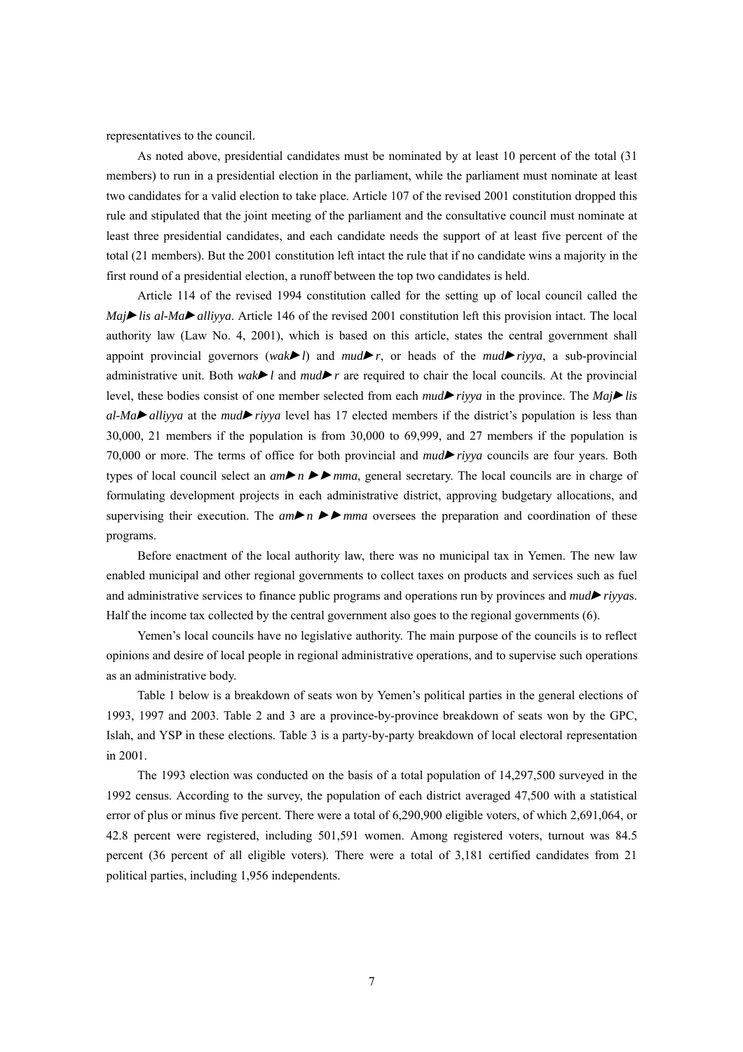representatives to the council.

As noted above, presidential candidates must be nominated by at least 10 percent of the total (31 members) to run in a presidential election in the parliament, while the parliament must nominate at least two candidates for a valid election to take place. Article 107 of the revised 2001 constitution dropped this rule and stipulated that the joint meeting of the parliament and the consultative council must nominate at least three presidential candidates, and each candidate needs the support of at least five percent of the total (21 members). But the 2001 constitution left intact the rule that if no candidate wins a majority in the first round of a presidential election, a runoff between the top two candidates is held.

Article 114 of the revised 1994 constitution called for the setting up of local council called the *Maj►lis al-Ma►alliyya*. Article 146 of the revised 2001 constitution left this provision intact. The local authority law (Law No. 4, 2001), which is based on this article, states the central government shall appoint provincial governors (*wak►l*) and *mud►r*, or heads of the *mud►riyya*, a sub-provincial administrative unit. Both *wak►l* and *mud►r* are required to chair the local councils. At the provincial level, these bodies consist of one member selected from each *mud►riyya* in the province. The *Maj►lis al-Ma►alliyya* at the *mud►riyya* level has 17 elected members if the district's population is less than 30,000, 21 members if the population is from 30,000 to 69,999, and 27 members if the population is 70,000 or more. The terms of office for both provincial and *mud►riyya* councils are four years. Both types of local council select an *am►n ►►mma*, general secretary. The local councils are in charge of formulating development projects in each administrative district, approving budgetary allocations, and supervising their execution. The *am►n ►►mma* oversees the preparation and coordination of these programs.

Before enactment of the local authority law, there was no municipal tax in Yemen. The new law enabled municipal and other regional governments to collect taxes on products and services such as fuel and administrative services to finance public programs and operations run by provinces and *mud►riyya*s. Half the income tax collected by the central government also goes to the regional governments (6).

Yemen's local councils have no legislative authority. The main purpose of the councils is to reflect opinions and desire of local people in regional administrative operations, and to supervise such operations as an administrative body.

Table 1 below is a breakdown of seats won by Yemen's political parties in the general elections of 1993, 1997 and 2003. Table 2 and 3 are a province-by-province breakdown of seats won by the GPC, Islah, and YSP in these elections. Table 3 is a party-by-party breakdown of local electoral representation in 2001.

The 1993 election was conducted on the basis of a total population of 14,297,500 surveyed in the 1992 census. According to the survey, the population of each district averaged 47,500 with a statistical error of plus or minus five percent. There were a total of 6,290,900 eligible voters, of which 2,691,064, or 42.8 percent were registered, including 501,591 women. Among registered voters, turnout was 84.5 percent (36 percent of all eligible voters). There were a total of 3,181 certified candidates from 21 political parties, including 1,956 independents.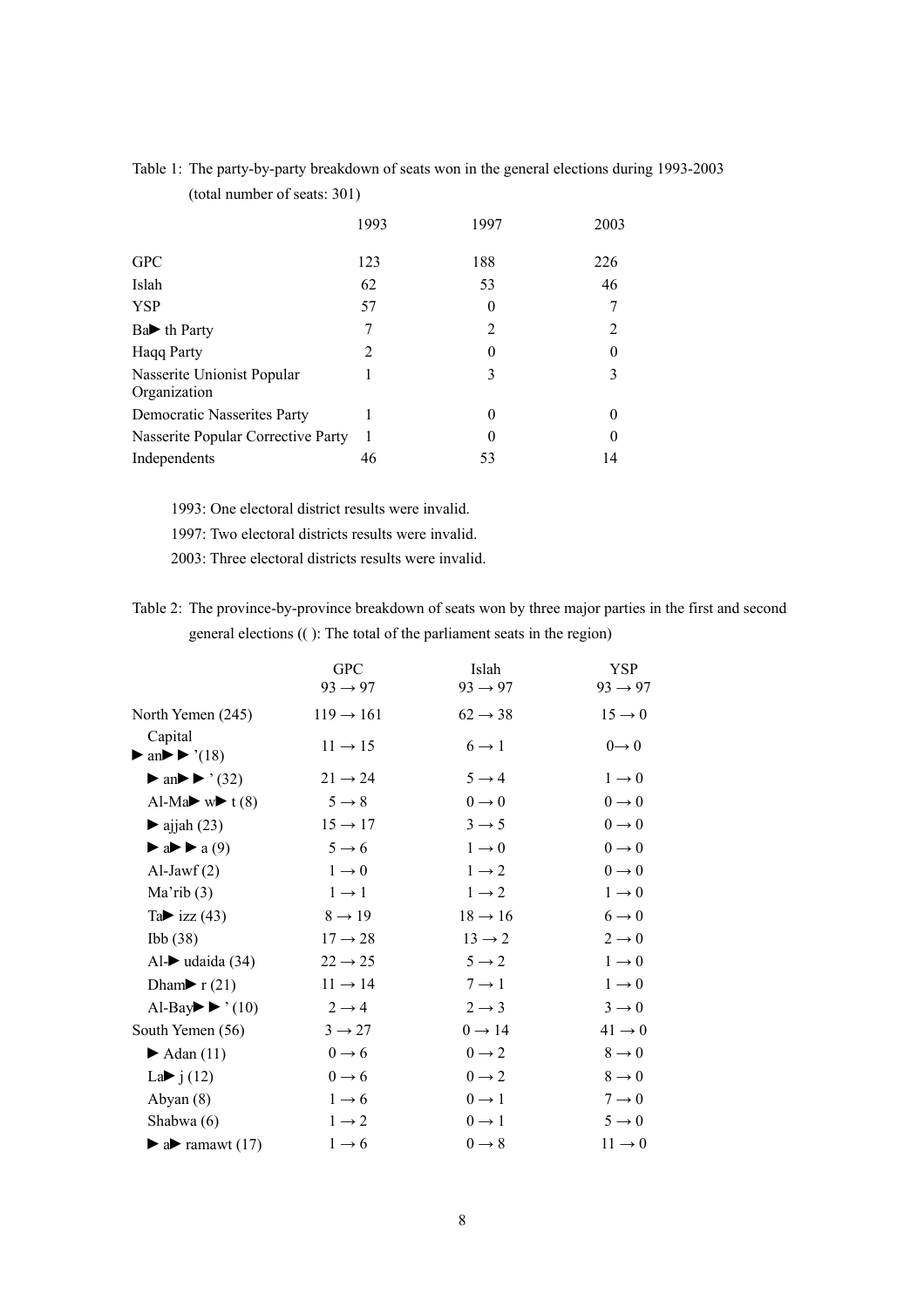Table 1: The party-by-party breakdown of seats won in the general elections during 1993-2003 (total number of seats: 301)

| | 1993 | 1997 | 2003 |
|---|---|---|---|
| GPC | 123 | 188 | 226 |
| Islah | 62 | 53 | 46 |
| YSP | 57 | 0 | 7 |
| Ba▶ th Party | 7 | 2 | 2 |
| Haqq Party | 2 | 0 | 0 |
| Nasserite Unionist Popular Organization | 1 | 3 | 3 |
| Democratic Nasserites Party | 1 | 0 | 0 |
| Nasserite Popular Corrective Party | 1 | 0 | 0 |
| Independents | 46 | 53 | 14 |

1993: One electoral district results were invalid.
1997: Two electoral districts results were invalid.
2003: Three electoral districts results were invalid.

Table 2: The province-by-province breakdown of seats won by three major parties in the first and second general elections (( ): The total of the parliament seats in the region)

| | GPC 93 → 97 | Islah 93 → 97 | YSP 93 → 97 |
|---|---|---|---|
| North Yemen (245) | 119 → 161 | 62 → 38 | 15 → 0 |
| Capital ▶ an▶ ▶ '(18) | 11 → 15 | 6 → 1 | 0→ 0 |
| ▶ an▶ ▶ ' (32) | 21 → 24 | 5 → 4 | 1 → 0 |
| Al-Ma▶ w▶ t (8) | 5 → 8 | 0 → 0 | 0 → 0 |
| ▶ ajjah (23) | 15 → 17 | 3 → 5 | 0 → 0 |
| ▶ a▶ ▶ a (9) | 5 → 6 | 1 → 0 | 0 → 0 |
| Al-Jawf (2) | 1 → 0 | 1 → 2 | 0 → 0 |
| Ma'rib (3) | 1 → 1 | 1 → 2 | 1 → 0 |
| Ta▶ izz (43) | 8 → 19 | 18 → 16 | 6 → 0 |
| Ibb (38) | 17 → 28 | 13 → 2 | 2 → 0 |
| Al-▶ udaida (34) | 22 → 25 | 5 → 2 | 1 → 0 |
| Dham▶ r (21) | 11 → 14 | 7 → 1 | 1 → 0 |
| Al-Bay▶ ▶ ' (10) | 2 → 4 | 2 → 3 | 3 → 0 |
| South Yemen (56) | 3 → 27 | 0 → 14 | 41 → 0 |
| ▶ Adan (11) | 0 → 6 | 0 → 2 | 8 → 0 |
| La▶ j (12) | 0 → 6 | 0 → 2 | 8 → 0 |
| Abyan (8) | 1 → 6 | 0 → 1 | 7 → 0 |
| Shabwa (6) | 1 → 2 | 0 → 1 | 5 → 0 |
| ▶ a▶ ramawt (17) | 1 → 6 | 0 → 8 | 11 → 0 |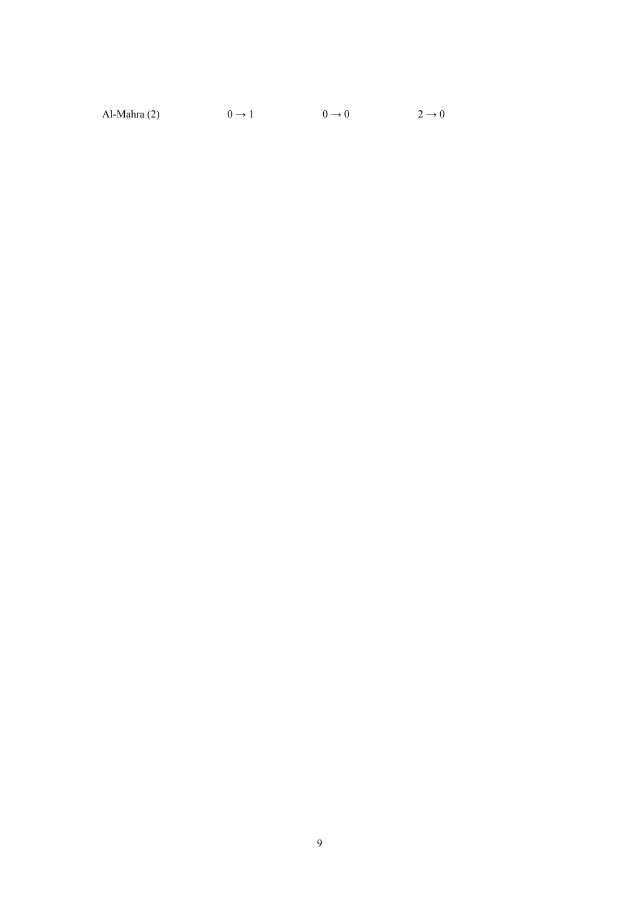| Al-Mahra (2) | $0 \rightarrow 1$ | $0 \rightarrow 0$ | $2 \rightarrow 0$ |
|---|---|---|---|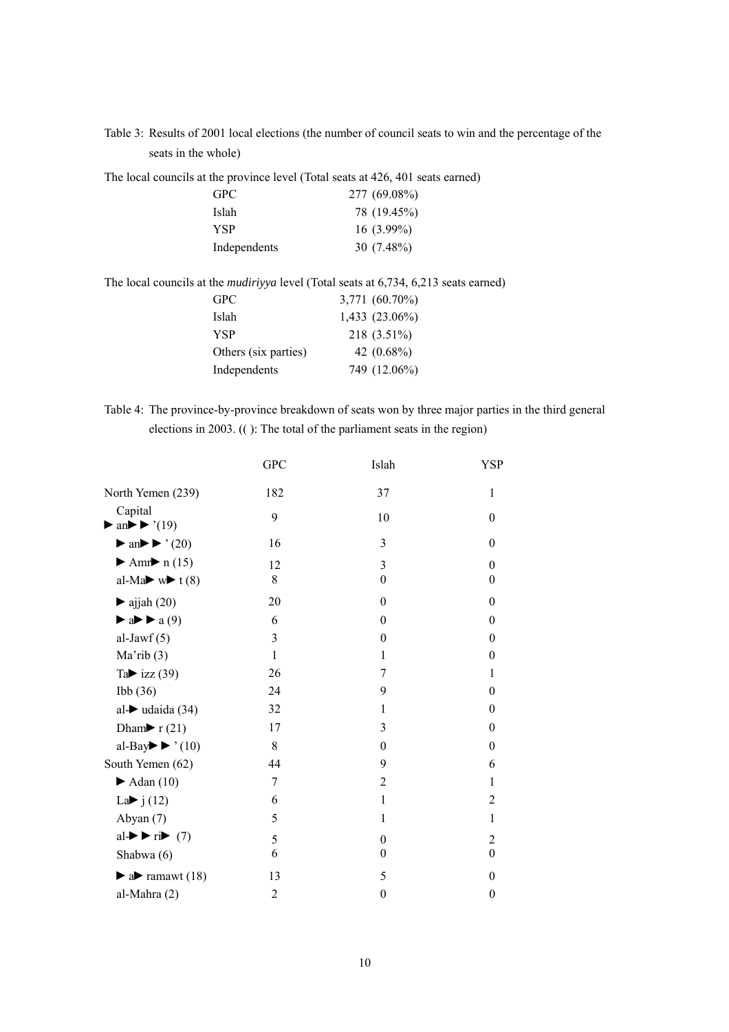Table 3: Results of 2001 local elections (the number of council seats to win and the percentage of the seats in the whole)

The local councils at the province level (Total seats at 426, 401 seats earned)

| | |
|---|---|
| GPC | 277 (69.08%) |
| Islah | 78 (19.45%) |
| YSP | 16 (3.99%) |
| Independents | 30 (7.48%) |

The local councils at the *mudiriyya* level (Total seats at 6,734, 6,213 seats earned)

| | |
|---|---|
| GPC | 3,771 (60.70%) |
| Islah | 1,433 (23.06%) |
| YSP | 218 (3.51%) |
| Others (six parties) | 42 (0.68%) |
| Independents | 749 (12.06%) |

Table 4: The province-by-province breakdown of seats won by three major parties in the third general elections in 2003. (( ): The total of the parliament seats in the region)

| | GPC | Islah | YSP |
|---|---|---|---|
| North Yemen (239) | 182 | 37 | 1 |
| Capital ►an►►'(19) | 9 | 10 | 0 |
| ►an►►'(20) | 16 | 3 | 0 |
| ►Amr►n (15) | 12 | 3 | 0 |
| al-Ma►w►t (8) | 8 | 0 | 0 |
| ►ajjah (20) | 20 | 0 | 0 |
| ►a►►a (9) | 6 | 0 | 0 |
| al-Jawf (5) | 3 | 0 | 0 |
| Ma'rib (3) | 1 | 1 | 0 |
| Ta►izz (39) | 26 | 7 | 1 |
| Ibb (36) | 24 | 9 | 0 |
| al-►udaida (34) | 32 | 1 | 0 |
| Dham►r (21) | 17 | 3 | 0 |
| al-Bay►►'(10) | 8 | 0 | 0 |
| South Yemen (62) | 44 | 9 | 6 |
| ►Adan (10) | 7 | 2 | 1 |
| La►j (12) | 6 | 1 | 2 |
| Abyan (7) | 5 | 1 | 1 |
| al-►►ri► (7) | 5 | 0 | 2 |
| Shabwa (6) | 6 | 0 | 0 |
| ►a►ramawt (18) | 13 | 5 | 0 |
| al-Mahra (2) | 2 | 0 | 0 |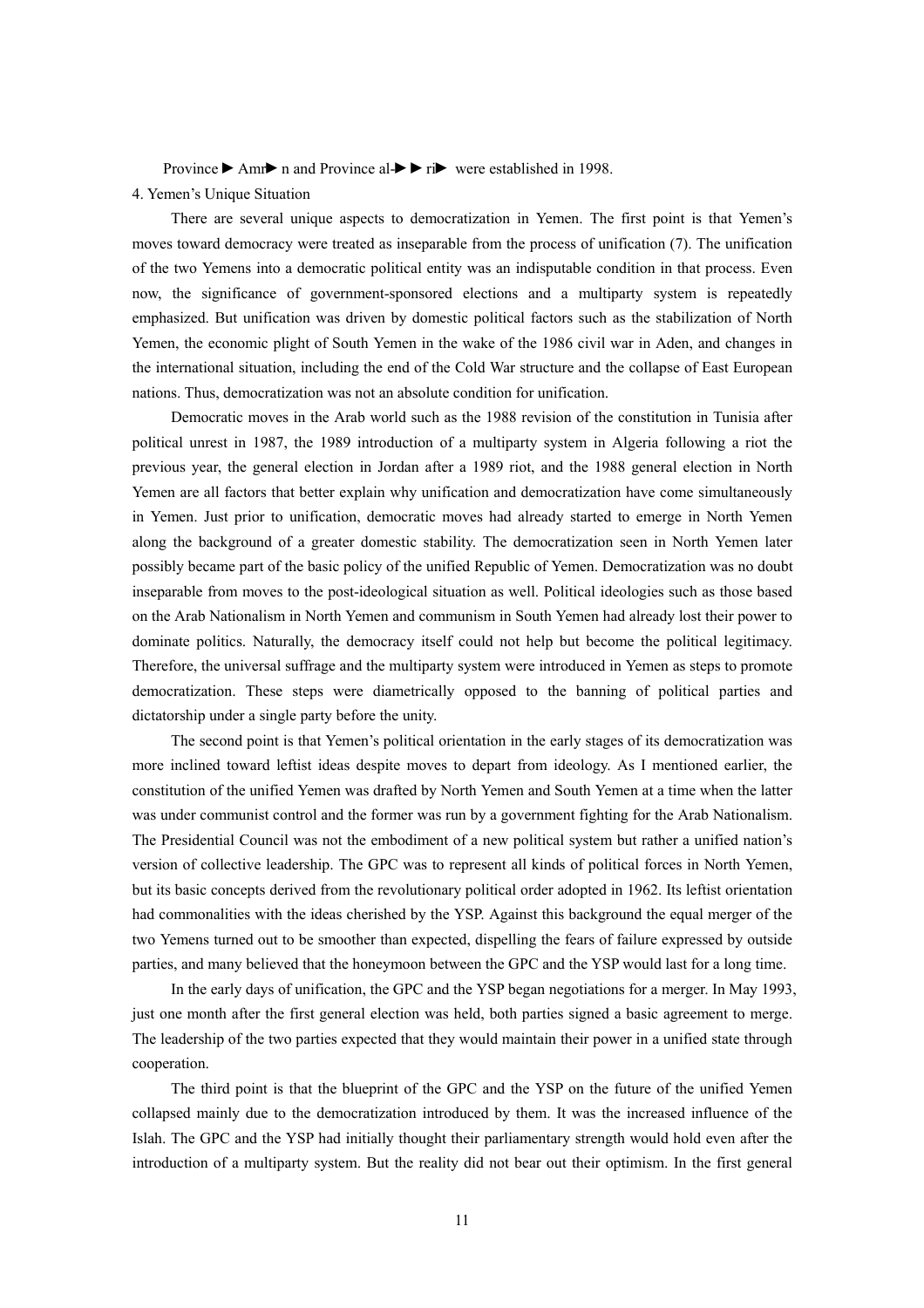Province ► Amr► n and Province al-► ► ri► were established in 1998.

## 4. Yemen's Unique Situation

There are several unique aspects to democratization in Yemen. The first point is that Yemen's moves toward democracy were treated as inseparable from the process of unification (7). The unification of the two Yemens into a democratic political entity was an indisputable condition in that process. Even now, the significance of government-sponsored elections and a multiparty system is repeatedly emphasized. But unification was driven by domestic political factors such as the stabilization of North Yemen, the economic plight of South Yemen in the wake of the 1986 civil war in Aden, and changes in the international situation, including the end of the Cold War structure and the collapse of East European nations. Thus, democratization was not an absolute condition for unification.

Democratic moves in the Arab world such as the 1988 revision of the constitution in Tunisia after political unrest in 1987, the 1989 introduction of a multiparty system in Algeria following a riot the previous year, the general election in Jordan after a 1989 riot, and the 1988 general election in North Yemen are all factors that better explain why unification and democratization have come simultaneously in Yemen. Just prior to unification, democratic moves had already started to emerge in North Yemen along the background of a greater domestic stability. The democratization seen in North Yemen later possibly became part of the basic policy of the unified Republic of Yemen. Democratization was no doubt inseparable from moves to the post-ideological situation as well. Political ideologies such as those based on the Arab Nationalism in North Yemen and communism in South Yemen had already lost their power to dominate politics. Naturally, the democracy itself could not help but become the political legitimacy. Therefore, the universal suffrage and the multiparty system were introduced in Yemen as steps to promote democratization. These steps were diametrically opposed to the banning of political parties and dictatorship under a single party before the unity.

The second point is that Yemen's political orientation in the early stages of its democratization was more inclined toward leftist ideas despite moves to depart from ideology. As I mentioned earlier, the constitution of the unified Yemen was drafted by North Yemen and South Yemen at a time when the latter was under communist control and the former was run by a government fighting for the Arab Nationalism. The Presidential Council was not the embodiment of a new political system but rather a unified nation's version of collective leadership. The GPC was to represent all kinds of political forces in North Yemen, but its basic concepts derived from the revolutionary political order adopted in 1962. Its leftist orientation had commonalities with the ideas cherished by the YSP. Against this background the equal merger of the two Yemens turned out to be smoother than expected, dispelling the fears of failure expressed by outside parties, and many believed that the honeymoon between the GPC and the YSP would last for a long time.

In the early days of unification, the GPC and the YSP began negotiations for a merger. In May 1993, just one month after the first general election was held, both parties signed a basic agreement to merge. The leadership of the two parties expected that they would maintain their power in a unified state through cooperation.

The third point is that the blueprint of the GPC and the YSP on the future of the unified Yemen collapsed mainly due to the democratization introduced by them. It was the increased influence of the Islah. The GPC and the YSP had initially thought their parliamentary strength would hold even after the introduction of a multiparty system. But the reality did not bear out their optimism. In the first general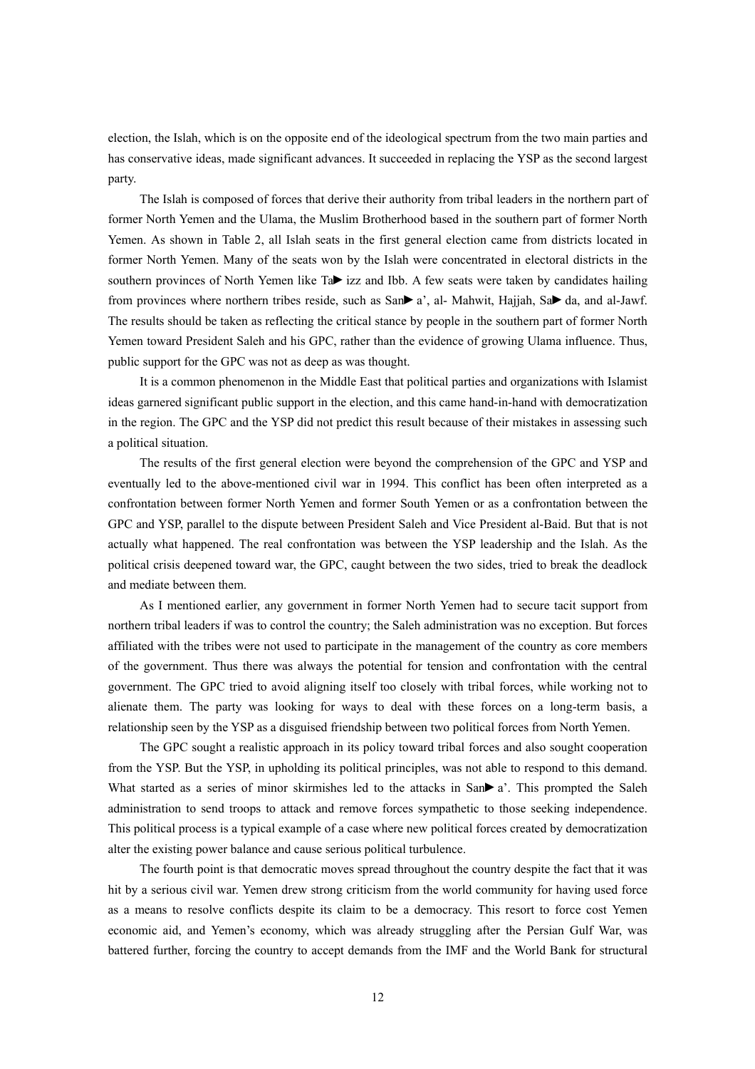election, the Islah, which is on the opposite end of the ideological spectrum from the two main parties and has conservative ideas, made significant advances. It succeeded in replacing the YSP as the second largest party.

The Islah is composed of forces that derive their authority from tribal leaders in the northern part of former North Yemen and the Ulama, the Muslim Brotherhood based in the southern part of former North Yemen. As shown in Table 2, all Islah seats in the first general election came from districts located in former North Yemen. Many of the seats won by the Islah were concentrated in electoral districts in the southern provinces of North Yemen like Ta► izz and Ibb. A few seats were taken by candidates hailing from provinces where northern tribes reside, such as San► a', al- Mahwit, Hajjah, Sa► da, and al-Jawf. The results should be taken as reflecting the critical stance by people in the southern part of former North Yemen toward President Saleh and his GPC, rather than the evidence of growing Ulama influence. Thus, public support for the GPC was not as deep as was thought.

It is a common phenomenon in the Middle East that political parties and organizations with Islamist ideas garnered significant public support in the election, and this came hand-in-hand with democratization in the region. The GPC and the YSP did not predict this result because of their mistakes in assessing such a political situation.

The results of the first general election were beyond the comprehension of the GPC and YSP and eventually led to the above-mentioned civil war in 1994. This conflict has been often interpreted as a confrontation between former North Yemen and former South Yemen or as a confrontation between the GPC and YSP, parallel to the dispute between President Saleh and Vice President al-Baid. But that is not actually what happened. The real confrontation was between the YSP leadership and the Islah. As the political crisis deepened toward war, the GPC, caught between the two sides, tried to break the deadlock and mediate between them.

As I mentioned earlier, any government in former North Yemen had to secure tacit support from northern tribal leaders if was to control the country; the Saleh administration was no exception. But forces affiliated with the tribes were not used to participate in the management of the country as core members of the government. Thus there was always the potential for tension and confrontation with the central government. The GPC tried to avoid aligning itself too closely with tribal forces, while working not to alienate them. The party was looking for ways to deal with these forces on a long-term basis, a relationship seen by the YSP as a disguised friendship between two political forces from North Yemen.

The GPC sought a realistic approach in its policy toward tribal forces and also sought cooperation from the YSP. But the YSP, in upholding its political principles, was not able to respond to this demand. What started as a series of minor skirmishes led to the attacks in San► a'. This prompted the Saleh administration to send troops to attack and remove forces sympathetic to those seeking independence. This political process is a typical example of a case where new political forces created by democratization alter the existing power balance and cause serious political turbulence.

The fourth point is that democratic moves spread throughout the country despite the fact that it was hit by a serious civil war. Yemen drew strong criticism from the world community for having used force as a means to resolve conflicts despite its claim to be a democracy. This resort to force cost Yemen economic aid, and Yemen's economy, which was already struggling after the Persian Gulf War, was battered further, forcing the country to accept demands from the IMF and the World Bank for structural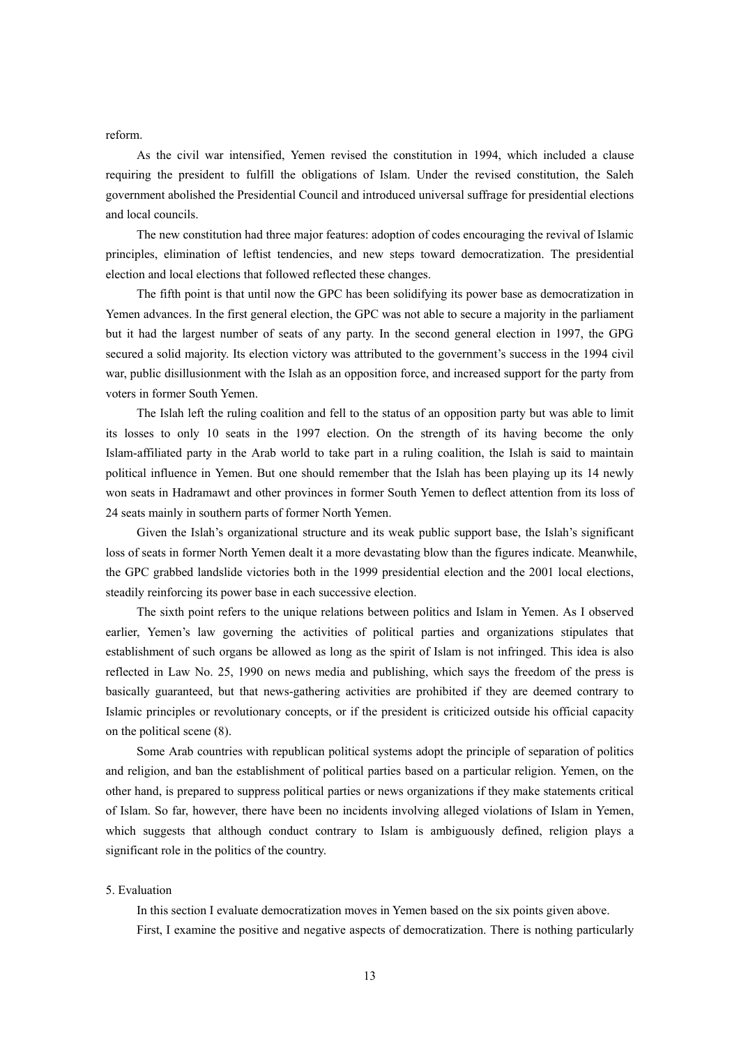reform.

As the civil war intensified, Yemen revised the constitution in 1994, which included a clause requiring the president to fulfill the obligations of Islam. Under the revised constitution, the Saleh government abolished the Presidential Council and introduced universal suffrage for presidential elections and local councils.

The new constitution had three major features: adoption of codes encouraging the revival of Islamic principles, elimination of leftist tendencies, and new steps toward democratization. The presidential election and local elections that followed reflected these changes.

The fifth point is that until now the GPC has been solidifying its power base as democratization in Yemen advances. In the first general election, the GPC was not able to secure a majority in the parliament but it had the largest number of seats of any party. In the second general election in 1997, the GPG secured a solid majority. Its election victory was attributed to the government's success in the 1994 civil war, public disillusionment with the Islah as an opposition force, and increased support for the party from voters in former South Yemen.

The Islah left the ruling coalition and fell to the status of an opposition party but was able to limit its losses to only 10 seats in the 1997 election. On the strength of its having become the only Islam-affiliated party in the Arab world to take part in a ruling coalition, the Islah is said to maintain political influence in Yemen. But one should remember that the Islah has been playing up its 14 newly won seats in Hadramawt and other provinces in former South Yemen to deflect attention from its loss of 24 seats mainly in southern parts of former North Yemen.

Given the Islah's organizational structure and its weak public support base, the Islah's significant loss of seats in former North Yemen dealt it a more devastating blow than the figures indicate. Meanwhile, the GPC grabbed landslide victories both in the 1999 presidential election and the 2001 local elections, steadily reinforcing its power base in each successive election.

The sixth point refers to the unique relations between politics and Islam in Yemen. As I observed earlier, Yemen's law governing the activities of political parties and organizations stipulates that establishment of such organs be allowed as long as the spirit of Islam is not infringed. This idea is also reflected in Law No. 25, 1990 on news media and publishing, which says the freedom of the press is basically guaranteed, but that news-gathering activities are prohibited if they are deemed contrary to Islamic principles or revolutionary concepts, or if the president is criticized outside his official capacity on the political scene (8).

Some Arab countries with republican political systems adopt the principle of separation of politics and religion, and ban the establishment of political parties based on a particular religion. Yemen, on the other hand, is prepared to suppress political parties or news organizations if they make statements critical of Islam. So far, however, there have been no incidents involving alleged violations of Islam in Yemen, which suggests that although conduct contrary to Islam is ambiguously defined, religion plays a significant role in the politics of the country.

## 5. Evaluation

In this section I evaluate democratization moves in Yemen based on the six points given above.

First, I examine the positive and negative aspects of democratization. There is nothing particularly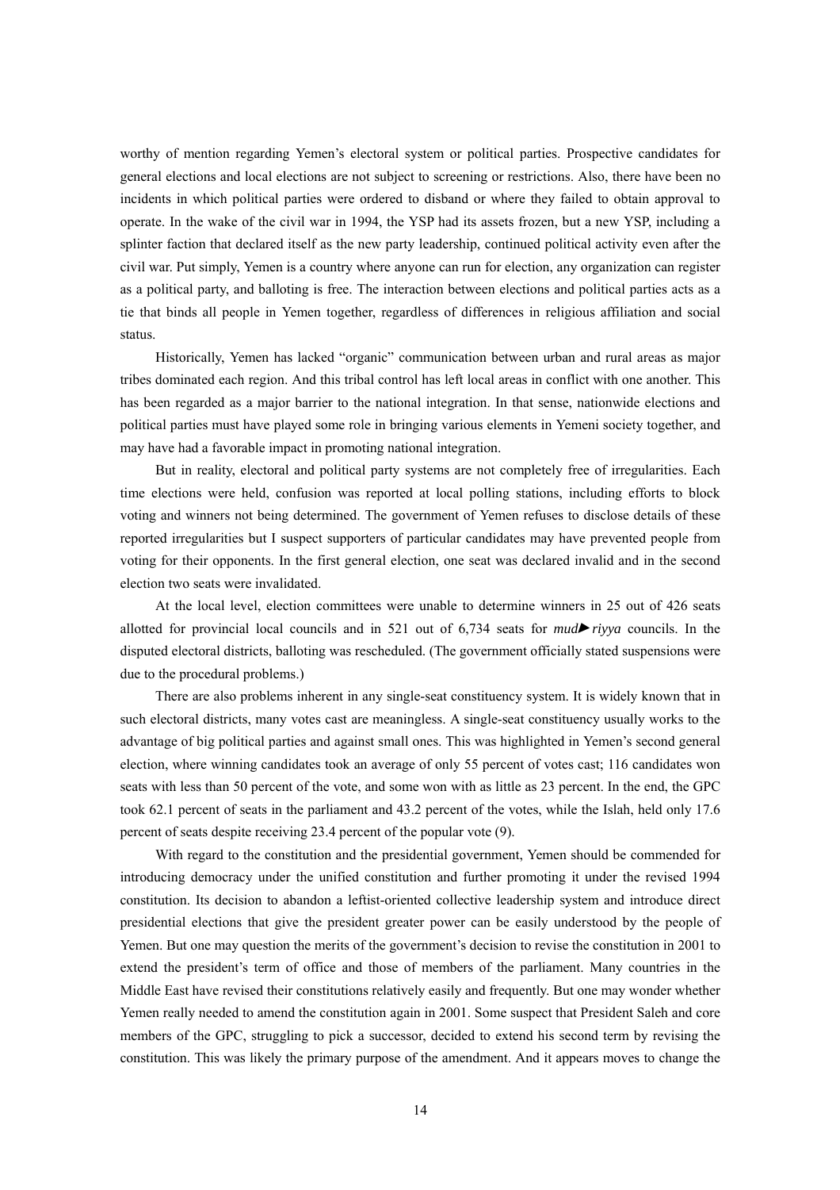worthy of mention regarding Yemen's electoral system or political parties. Prospective candidates for general elections and local elections are not subject to screening or restrictions. Also, there have been no incidents in which political parties were ordered to disband or where they failed to obtain approval to operate. In the wake of the civil war in 1994, the YSP had its assets frozen, but a new YSP, including a splinter faction that declared itself as the new party leadership, continued political activity even after the civil war. Put simply, Yemen is a country where anyone can run for election, any organization can register as a political party, and balloting is free. The interaction between elections and political parties acts as a tie that binds all people in Yemen together, regardless of differences in religious affiliation and social status.

Historically, Yemen has lacked "organic" communication between urban and rural areas as major tribes dominated each region. And this tribal control has left local areas in conflict with one another. This has been regarded as a major barrier to the national integration. In that sense, nationwide elections and political parties must have played some role in bringing various elements in Yemeni society together, and may have had a favorable impact in promoting national integration.

But in reality, electoral and political party systems are not completely free of irregularities. Each time elections were held, confusion was reported at local polling stations, including efforts to block voting and winners not being determined. The government of Yemen refuses to disclose details of these reported irregularities but I suspect supporters of particular candidates may have prevented people from voting for their opponents. In the first general election, one seat was declared invalid and in the second election two seats were invalidated.

At the local level, election committees were unable to determine winners in 25 out of 426 seats allotted for provincial local councils and in 521 out of 6,734 seats for *mud►riyya* councils. In the disputed electoral districts, balloting was rescheduled. (The government officially stated suspensions were due to the procedural problems.)

There are also problems inherent in any single-seat constituency system. It is widely known that in such electoral districts, many votes cast are meaningless. A single-seat constituency usually works to the advantage of big political parties and against small ones. This was highlighted in Yemen's second general election, where winning candidates took an average of only 55 percent of votes cast; 116 candidates won seats with less than 50 percent of the vote, and some won with as little as 23 percent. In the end, the GPC took 62.1 percent of seats in the parliament and 43.2 percent of the votes, while the Islah, held only 17.6 percent of seats despite receiving 23.4 percent of the popular vote (9).

With regard to the constitution and the presidential government, Yemen should be commended for introducing democracy under the unified constitution and further promoting it under the revised 1994 constitution. Its decision to abandon a leftist-oriented collective leadership system and introduce direct presidential elections that give the president greater power can be easily understood by the people of Yemen. But one may question the merits of the government's decision to revise the constitution in 2001 to extend the president's term of office and those of members of the parliament. Many countries in the Middle East have revised their constitutions relatively easily and frequently. But one may wonder whether Yemen really needed to amend the constitution again in 2001. Some suspect that President Saleh and core members of the GPC, struggling to pick a successor, decided to extend his second term by revising the constitution. This was likely the primary purpose of the amendment. And it appears moves to change the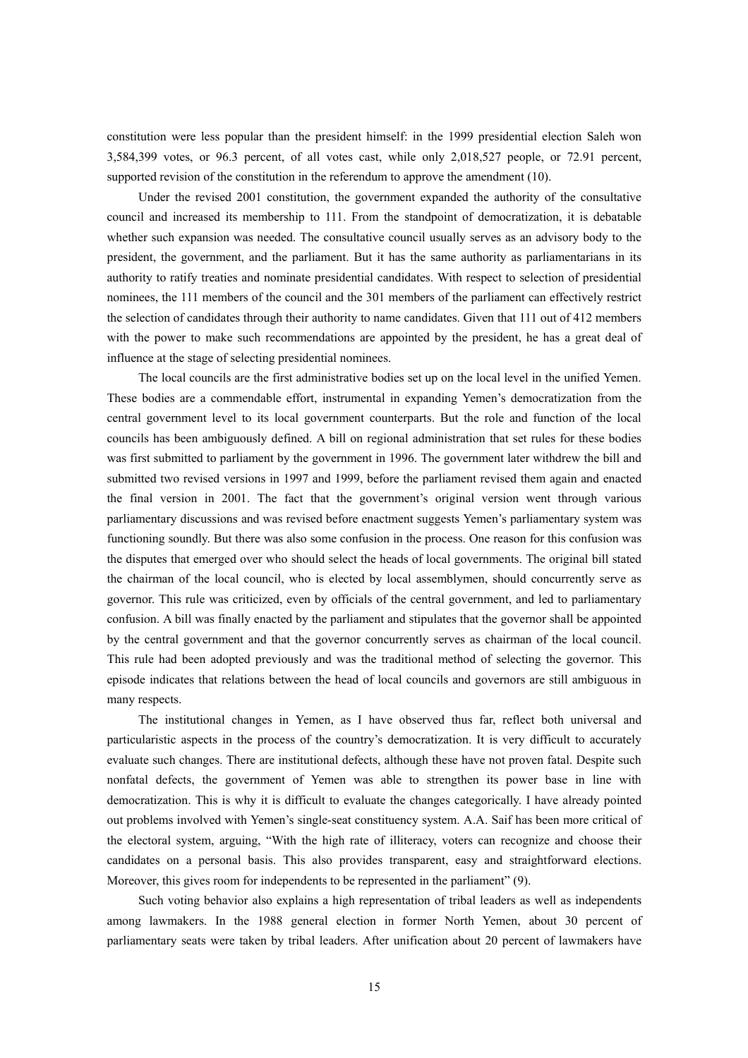constitution were less popular than the president himself: in the 1999 presidential election Saleh won 3,584,399 votes, or 96.3 percent, of all votes cast, while only 2,018,527 people, or 72.91 percent, supported revision of the constitution in the referendum to approve the amendment (10).

Under the revised 2001 constitution, the government expanded the authority of the consultative council and increased its membership to 111. From the standpoint of democratization, it is debatable whether such expansion was needed. The consultative council usually serves as an advisory body to the president, the government, and the parliament. But it has the same authority as parliamentarians in its authority to ratify treaties and nominate presidential candidates. With respect to selection of presidential nominees, the 111 members of the council and the 301 members of the parliament can effectively restrict the selection of candidates through their authority to name candidates. Given that 111 out of 412 members with the power to make such recommendations are appointed by the president, he has a great deal of influence at the stage of selecting presidential nominees.

The local councils are the first administrative bodies set up on the local level in the unified Yemen. These bodies are a commendable effort, instrumental in expanding Yemen's democratization from the central government level to its local government counterparts. But the role and function of the local councils has been ambiguously defined. A bill on regional administration that set rules for these bodies was first submitted to parliament by the government in 1996. The government later withdrew the bill and submitted two revised versions in 1997 and 1999, before the parliament revised them again and enacted the final version in 2001. The fact that the government's original version went through various parliamentary discussions and was revised before enactment suggests Yemen's parliamentary system was functioning soundly. But there was also some confusion in the process. One reason for this confusion was the disputes that emerged over who should select the heads of local governments. The original bill stated the chairman of the local council, who is elected by local assemblymen, should concurrently serve as governor. This rule was criticized, even by officials of the central government, and led to parliamentary confusion. A bill was finally enacted by the parliament and stipulates that the governor shall be appointed by the central government and that the governor concurrently serves as chairman of the local council. This rule had been adopted previously and was the traditional method of selecting the governor. This episode indicates that relations between the head of local councils and governors are still ambiguous in many respects.

The institutional changes in Yemen, as I have observed thus far, reflect both universal and particularistic aspects in the process of the country's democratization. It is very difficult to accurately evaluate such changes. There are institutional defects, although these have not proven fatal. Despite such nonfatal defects, the government of Yemen was able to strengthen its power base in line with democratization. This is why it is difficult to evaluate the changes categorically. I have already pointed out problems involved with Yemen's single-seat constituency system. A.A. Saif has been more critical of the electoral system, arguing, "With the high rate of illiteracy, voters can recognize and choose their candidates on a personal basis. This also provides transparent, easy and straightforward elections. Moreover, this gives room for independents to be represented in the parliament" (9).

Such voting behavior also explains a high representation of tribal leaders as well as independents among lawmakers. In the 1988 general election in former North Yemen, about 30 percent of parliamentary seats were taken by tribal leaders. After unification about 20 percent of lawmakers have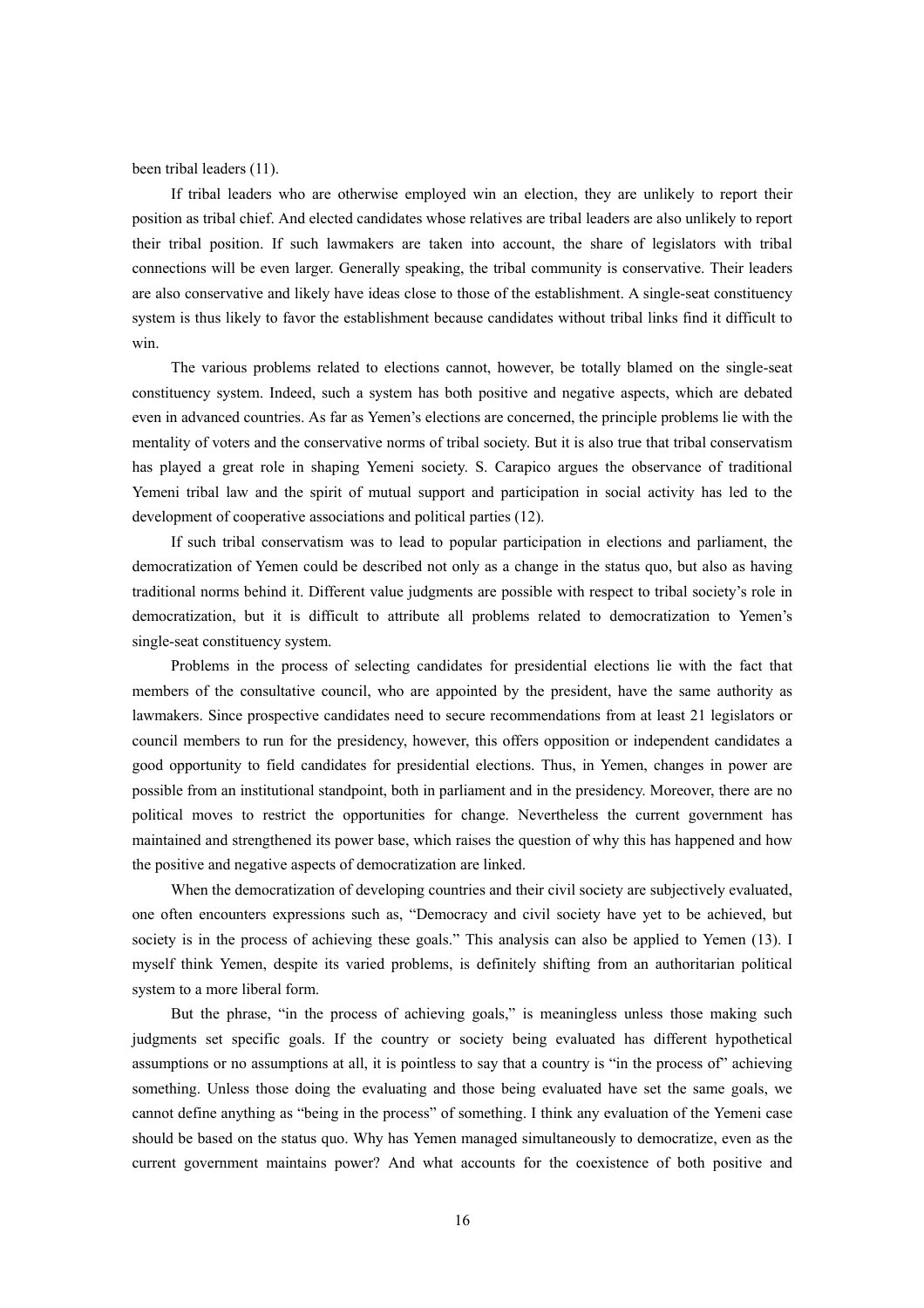been tribal leaders (11).

If tribal leaders who are otherwise employed win an election, they are unlikely to report their position as tribal chief. And elected candidates whose relatives are tribal leaders are also unlikely to report their tribal position. If such lawmakers are taken into account, the share of legislators with tribal connections will be even larger. Generally speaking, the tribal community is conservative. Their leaders are also conservative and likely have ideas close to those of the establishment. A single-seat constituency system is thus likely to favor the establishment because candidates without tribal links find it difficult to win.

The various problems related to elections cannot, however, be totally blamed on the single-seat constituency system. Indeed, such a system has both positive and negative aspects, which are debated even in advanced countries. As far as Yemen's elections are concerned, the principle problems lie with the mentality of voters and the conservative norms of tribal society. But it is also true that tribal conservatism has played a great role in shaping Yemeni society. S. Carapico argues the observance of traditional Yemeni tribal law and the spirit of mutual support and participation in social activity has led to the development of cooperative associations and political parties (12).

If such tribal conservatism was to lead to popular participation in elections and parliament, the democratization of Yemen could be described not only as a change in the status quo, but also as having traditional norms behind it. Different value judgments are possible with respect to tribal society's role in democratization, but it is difficult to attribute all problems related to democratization to Yemen's single-seat constituency system.

Problems in the process of selecting candidates for presidential elections lie with the fact that members of the consultative council, who are appointed by the president, have the same authority as lawmakers. Since prospective candidates need to secure recommendations from at least 21 legislators or council members to run for the presidency, however, this offers opposition or independent candidates a good opportunity to field candidates for presidential elections. Thus, in Yemen, changes in power are possible from an institutional standpoint, both in parliament and in the presidency. Moreover, there are no political moves to restrict the opportunities for change. Nevertheless the current government has maintained and strengthened its power base, which raises the question of why this has happened and how the positive and negative aspects of democratization are linked.

When the democratization of developing countries and their civil society are subjectively evaluated, one often encounters expressions such as, "Democracy and civil society have yet to be achieved, but society is in the process of achieving these goals." This analysis can also be applied to Yemen (13). I myself think Yemen, despite its varied problems, is definitely shifting from an authoritarian political system to a more liberal form.

But the phrase, "in the process of achieving goals," is meaningless unless those making such judgments set specific goals. If the country or society being evaluated has different hypothetical assumptions or no assumptions at all, it is pointless to say that a country is "in the process of" achieving something. Unless those doing the evaluating and those being evaluated have set the same goals, we cannot define anything as "being in the process" of something. I think any evaluation of the Yemeni case should be based on the status quo. Why has Yemen managed simultaneously to democratize, even as the current government maintains power? And what accounts for the coexistence of both positive and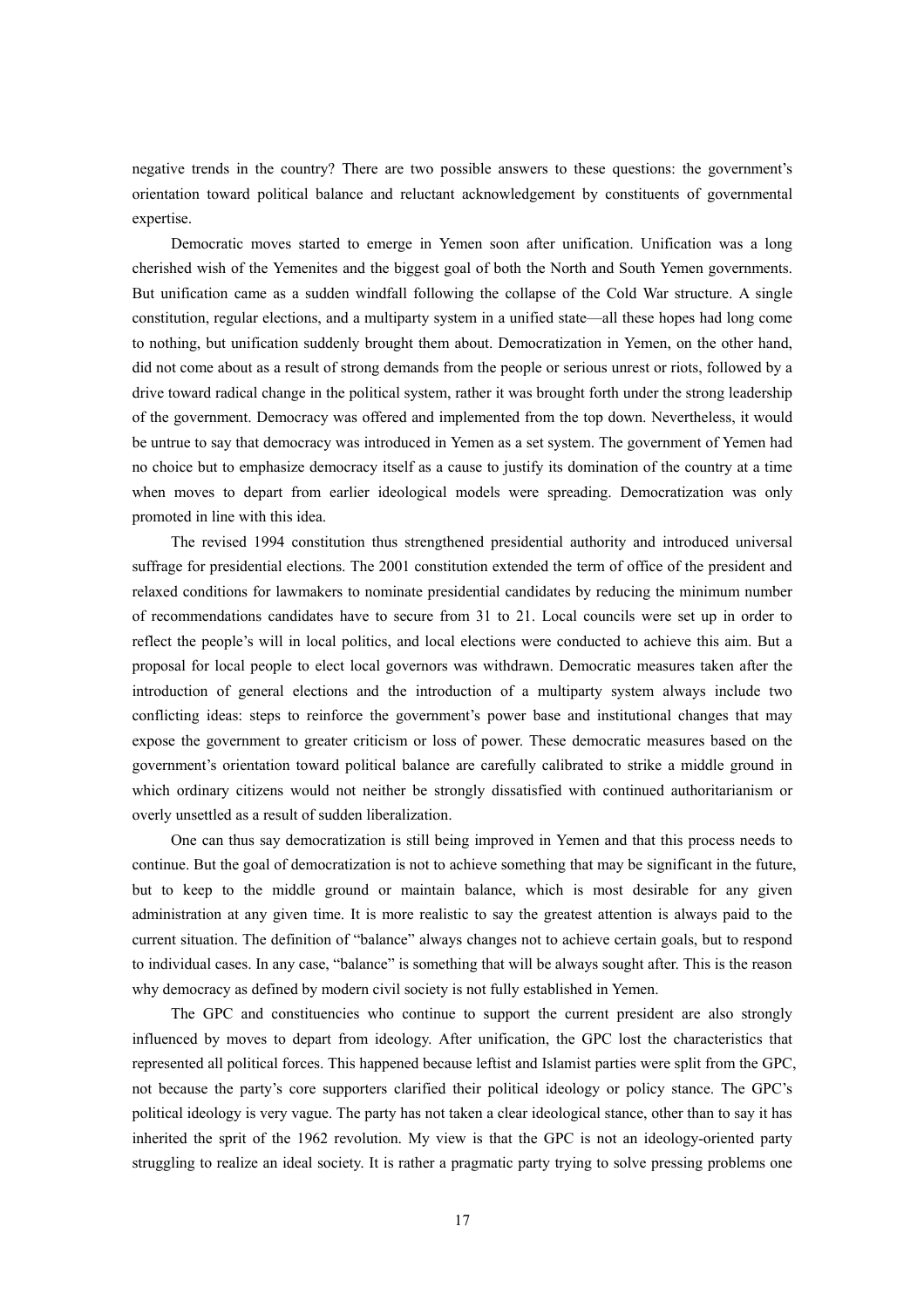negative trends in the country? There are two possible answers to these questions: the government's orientation toward political balance and reluctant acknowledgement by constituents of governmental expertise.

Democratic moves started to emerge in Yemen soon after unification. Unification was a long cherished wish of the Yemenites and the biggest goal of both the North and South Yemen governments. But unification came as a sudden windfall following the collapse of the Cold War structure. A single constitution, regular elections, and a multiparty system in a unified state—all these hopes had long come to nothing, but unification suddenly brought them about. Democratization in Yemen, on the other hand, did not come about as a result of strong demands from the people or serious unrest or riots, followed by a drive toward radical change in the political system, rather it was brought forth under the strong leadership of the government. Democracy was offered and implemented from the top down. Nevertheless, it would be untrue to say that democracy was introduced in Yemen as a set system. The government of Yemen had no choice but to emphasize democracy itself as a cause to justify its domination of the country at a time when moves to depart from earlier ideological models were spreading. Democratization was only promoted in line with this idea.

The revised 1994 constitution thus strengthened presidential authority and introduced universal suffrage for presidential elections. The 2001 constitution extended the term of office of the president and relaxed conditions for lawmakers to nominate presidential candidates by reducing the minimum number of recommendations candidates have to secure from 31 to 21. Local councils were set up in order to reflect the people's will in local politics, and local elections were conducted to achieve this aim. But a proposal for local people to elect local governors was withdrawn. Democratic measures taken after the introduction of general elections and the introduction of a multiparty system always include two conflicting ideas: steps to reinforce the government's power base and institutional changes that may expose the government to greater criticism or loss of power. These democratic measures based on the government's orientation toward political balance are carefully calibrated to strike a middle ground in which ordinary citizens would not neither be strongly dissatisfied with continued authoritarianism or overly unsettled as a result of sudden liberalization.

One can thus say democratization is still being improved in Yemen and that this process needs to continue. But the goal of democratization is not to achieve something that may be significant in the future, but to keep to the middle ground or maintain balance, which is most desirable for any given administration at any given time. It is more realistic to say the greatest attention is always paid to the current situation. The definition of "balance" always changes not to achieve certain goals, but to respond to individual cases. In any case, "balance" is something that will be always sought after. This is the reason why democracy as defined by modern civil society is not fully established in Yemen.

The GPC and constituencies who continue to support the current president are also strongly influenced by moves to depart from ideology. After unification, the GPC lost the characteristics that represented all political forces. This happened because leftist and Islamist parties were split from the GPC, not because the party's core supporters clarified their political ideology or policy stance. The GPC's political ideology is very vague. The party has not taken a clear ideological stance, other than to say it has inherited the sprit of the 1962 revolution. My view is that the GPC is not an ideology-oriented party struggling to realize an ideal society. It is rather a pragmatic party trying to solve pressing problems one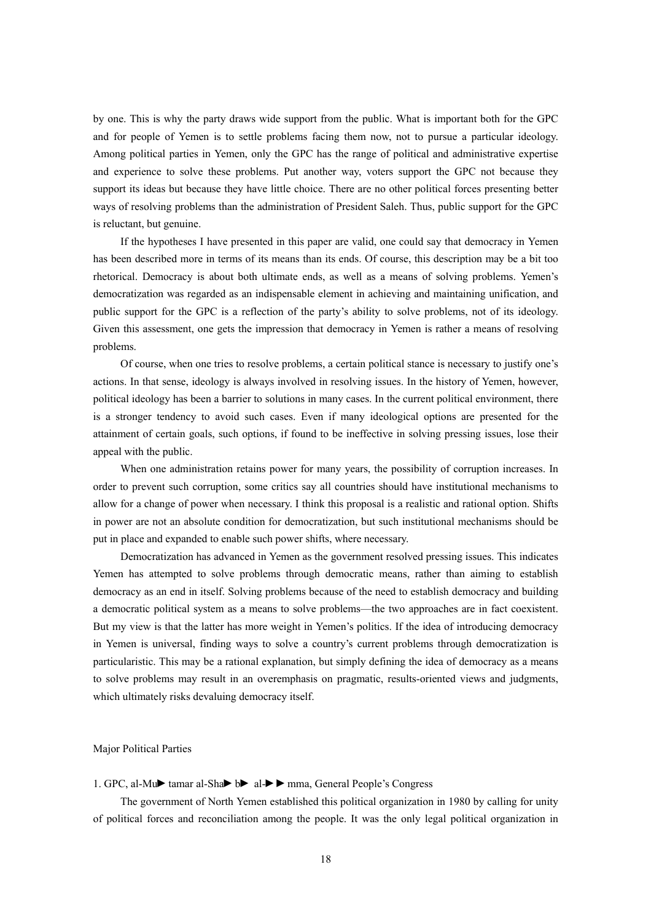by one. This is why the party draws wide support from the public. What is important both for the GPC and for people of Yemen is to settle problems facing them now, not to pursue a particular ideology. Among political parties in Yemen, only the GPC has the range of political and administrative expertise and experience to solve these problems. Put another way, voters support the GPC not because they support its ideas but because they have little choice. There are no other political forces presenting better ways of resolving problems than the administration of President Saleh. Thus, public support for the GPC is reluctant, but genuine.

If the hypotheses I have presented in this paper are valid, one could say that democracy in Yemen has been described more in terms of its means than its ends. Of course, this description may be a bit too rhetorical. Democracy is about both ultimate ends, as well as a means of solving problems. Yemen's democratization was regarded as an indispensable element in achieving and maintaining unification, and public support for the GPC is a reflection of the party's ability to solve problems, not of its ideology. Given this assessment, one gets the impression that democracy in Yemen is rather a means of resolving problems.

Of course, when one tries to resolve problems, a certain political stance is necessary to justify one's actions. In that sense, ideology is always involved in resolving issues. In the history of Yemen, however, political ideology has been a barrier to solutions in many cases. In the current political environment, there is a stronger tendency to avoid such cases. Even if many ideological options are presented for the attainment of certain goals, such options, if found to be ineffective in solving pressing issues, lose their appeal with the public.

When one administration retains power for many years, the possibility of corruption increases. In order to prevent such corruption, some critics say all countries should have institutional mechanisms to allow for a change of power when necessary. I think this proposal is a realistic and rational option. Shifts in power are not an absolute condition for democratization, but such institutional mechanisms should be put in place and expanded to enable such power shifts, where necessary.

Democratization has advanced in Yemen as the government resolved pressing issues. This indicates Yemen has attempted to solve problems through democratic means, rather than aiming to establish democracy as an end in itself. Solving problems because of the need to establish democracy and building a democratic political system as a means to solve problems—the two approaches are in fact coexistent. But my view is that the latter has more weight in Yemen's politics. If the idea of introducing democracy in Yemen is universal, finding ways to solve a country's current problems through democratization is particularistic. This may be a rational explanation, but simply defining the idea of democracy as a means to solve problems may result in an overemphasis on pragmatic, results-oriented views and judgments, which ultimately risks devaluing democracy itself.

## Major Political Parties

1. GPC, al-Mu► tamar al-Sha► b► al-►► mma, General People's Congress

The government of North Yemen established this political organization in 1980 by calling for unity of political forces and reconciliation among the people. It was the only legal political organization in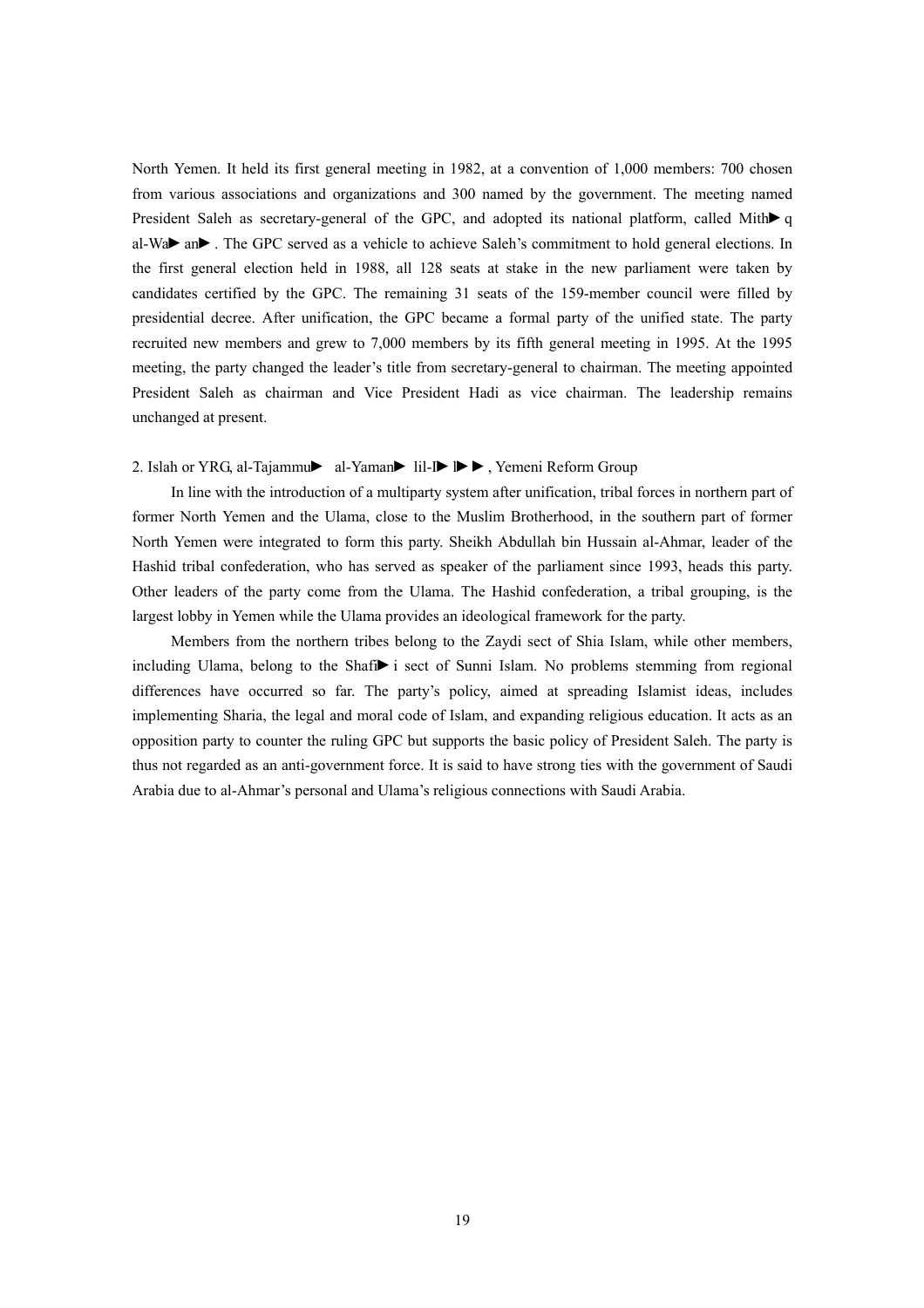North Yemen. It held its first general meeting in 1982, at a convention of 1,000 members: 700 chosen from various associations and organizations and 300 named by the government. The meeting named President Saleh as secretary-general of the GPC, and adopted its national platform, called Mith► q al-Wa► an► . The GPC served as a vehicle to achieve Saleh's commitment to hold general elections. In the first general election held in 1988, all 128 seats at stake in the new parliament were taken by candidates certified by the GPC. The remaining 31 seats of the 159-member council were filled by presidential decree. After unification, the GPC became a formal party of the unified state. The party recruited new members and grew to 7,000 members by its fifth general meeting in 1995. At the 1995 meeting, the party changed the leader's title from secretary-general to chairman. The meeting appointed President Saleh as chairman and Vice President Hadi as vice chairman. The leadership remains unchanged at present.

2. Islah or YRG, al-Tajammu► al-Yaman► lil-I► l► ► , Yemeni Reform Group

In line with the introduction of a multiparty system after unification, tribal forces in northern part of former North Yemen and the Ulama, close to the Muslim Brotherhood, in the southern part of former North Yemen were integrated to form this party. Sheikh Abdullah bin Hussain al-Ahmar, leader of the Hashid tribal confederation, who has served as speaker of the parliament since 1993, heads this party. Other leaders of the party come from the Ulama. The Hashid confederation, a tribal grouping, is the largest lobby in Yemen while the Ulama provides an ideological framework for the party.

Members from the northern tribes belong to the Zaydi sect of Shia Islam, while other members, including Ulama, belong to the Shafi► i sect of Sunni Islam. No problems stemming from regional differences have occurred so far. The party's policy, aimed at spreading Islamist ideas, includes implementing Sharia, the legal and moral code of Islam, and expanding religious education. It acts as an opposition party to counter the ruling GPC but supports the basic policy of President Saleh. The party is thus not regarded as an anti-government force. It is said to have strong ties with the government of Saudi Arabia due to al-Ahmar's personal and Ulama's religious connections with Saudi Arabia.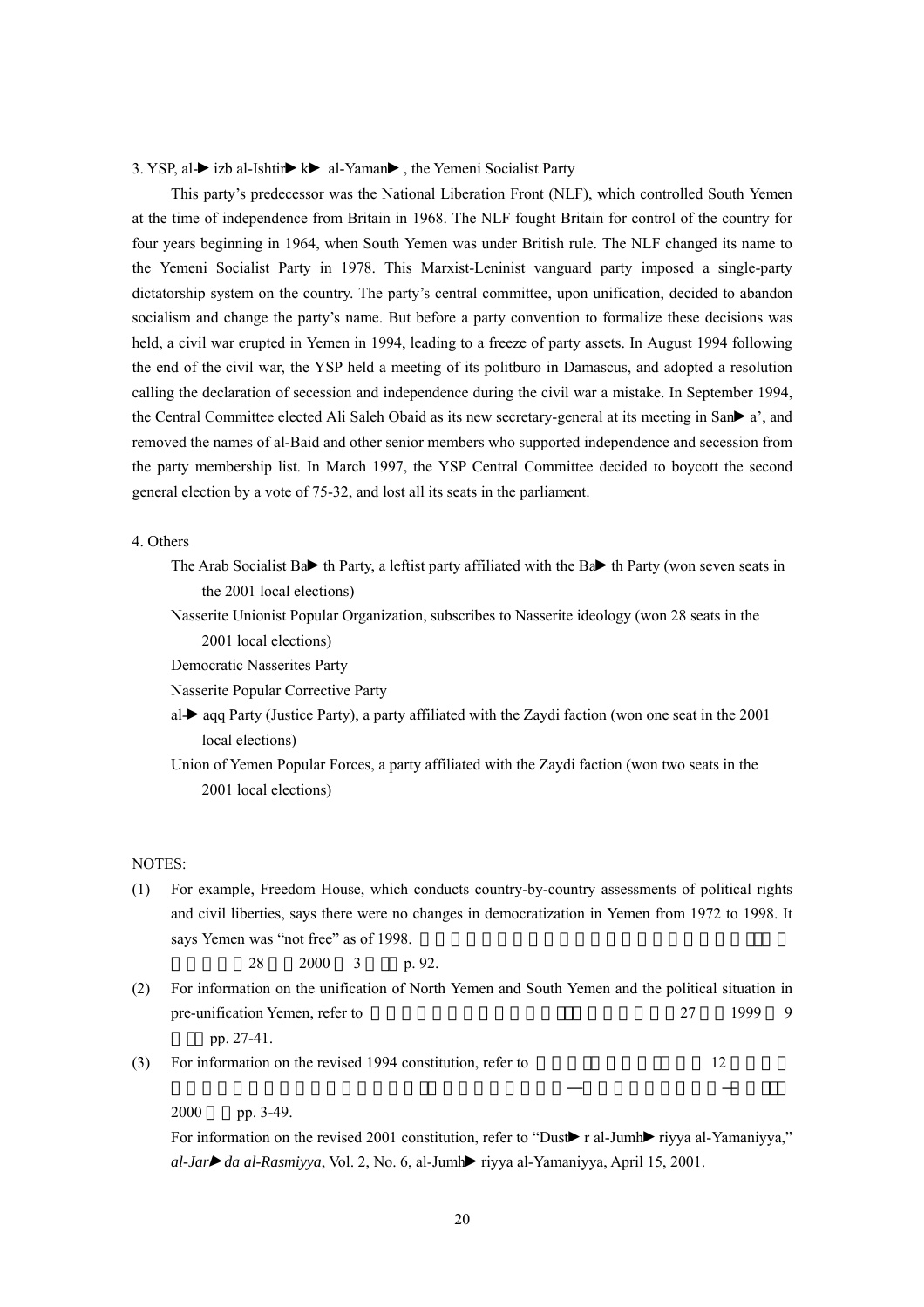3. YSP, al-►izb al-Ishtir►k► al-Yaman►, the Yemeni Socialist Party

This party's predecessor was the National Liberation Front (NLF), which controlled South Yemen at the time of independence from Britain in 1968. The NLF fought Britain for control of the country for four years beginning in 1964, when South Yemen was under British rule. The NLF changed its name to the Yemeni Socialist Party in 1978. This Marxist-Leninist vanguard party imposed a single-party dictatorship system on the country. The party's central committee, upon unification, decided to abandon socialism and change the party's name. But before a party convention to formalize these decisions was held, a civil war erupted in Yemen in 1994, leading to a freeze of party assets. In August 1994 following the end of the civil war, the YSP held a meeting of its politburo in Damascus, and adopted a resolution calling the declaration of secession and independence during the civil war a mistake. In September 1994, the Central Committee elected Ali Saleh Obaid as its new secretary-general at its meeting in San►a', and removed the names of al-Baid and other senior members who supported independence and secession from the party membership list. In March 1997, the YSP Central Committee decided to boycott the second general election by a vote of 75-32, and lost all its seats in the parliament.

4. Others

- The Arab Socialist Ba► th Party, a leftist party affiliated with the Ba► th Party (won seven seats in the 2001 local elections)
- Nasserite Unionist Popular Organization, subscribes to Nasserite ideology (won 28 seats in the 2001 local elections)
- Democratic Nasserites Party
- Nasserite Popular Corrective Party
- al-► aqq Party (Justice Party), a party affiliated with the Zaydi faction (won one seat in the 2001 local elections)
- Union of Yemen Popular Forces, a party affiliated with the Zaydi faction (won two seats in the 2001 local elections)

NOTES:

(1) For example, Freedom House, which conducts country-by-country assessments of political rights and civil liberties, says there were no changes in democratization in Yemen from 1972 to 1998. It says Yemen was "not free" as of 1998. 28 2000 3 p. 92.

(2) For information on the unification of North Yemen and South Yemen and the political situation in pre-unification Yemen, refer to 27 1999 9 pp. 27-41.

(3) For information on the revised 1994 constitution, refer to 12 2000 pp. 3-49.

For information on the revised 2001 constitution, refer to "Dust► r al-Jumh► riyya al-Yamaniyya," *al-Jar► da al-Rasmiyya*, Vol. 2, No. 6, al-Jumh► riyya al-Yamaniyya, April 15, 2001.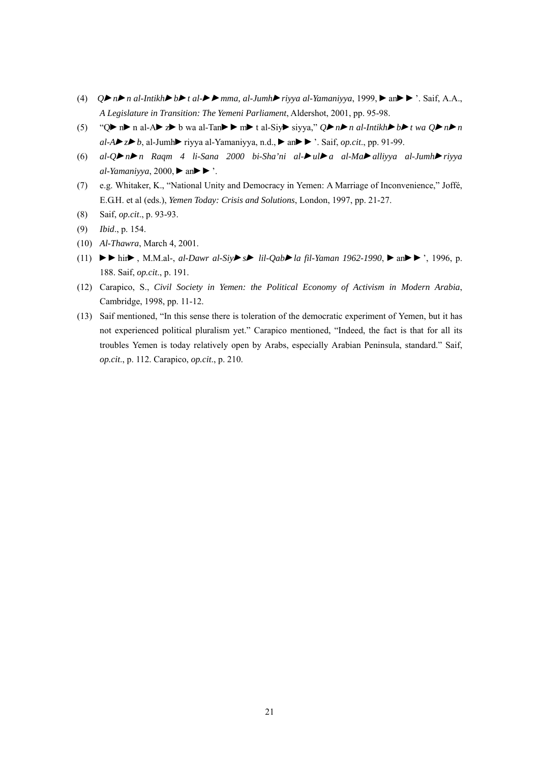(4) *Q►n►n al-Intikh►b►t al-►►mma, al-Jumh►riyya al-Yamaniyya*, 1999, ►an►►'. Saif, A.A., *A Legislature in Transition: The Yemeni Parliament*, Aldershot, 2001, pp. 95-98.

(5) "Q►n►n al-A►z►b wa al-Tan►►m►t al-Siy►siyya," *Q►n►n al-Intikh►b►t wa Q►n►n al-A►z►b*, al-Jumh►riyya al-Yamaniyya, n.d., ►an►►'. Saif, *op.cit.*, pp. 91-99.

(6) *al-Q►n►n Raqm 4 li-Sana 2000 bi-Sha'ni al-►ul►a al-Ma►alliyya al-Jumh►riyya al-Yamaniyya*, 2000, ►an►►'.

(7) e.g. Whitaker, K., "National Unity and Democracy in Yemen: A Marriage of Inconvenience," Joffé, E.G.H. et al (eds.), *Yemen Today: Crisis and Solutions*, London, 1997, pp. 21-27.

(8) Saif, *op.cit*., p. 93-93.

(9) *Ibid*., p. 154.

(10) *Al-Thawra*, March 4, 2001.

(11) ►►hir►, M.M.al-, *al-Dawr al-Siy►s► lil-Qab►la fil-Yaman 1962-1990*, ►an►►', 1996, p. 188. Saif, *op.cit*., p. 191.

(12) Carapico, S., *Civil Society in Yemen: the Political Economy of Activism in Modern Arabia*, Cambridge, 1998, pp. 11-12.

(13) Saif mentioned, "In this sense there is toleration of the democratic experiment of Yemen, but it has not experienced political pluralism yet." Carapico mentioned, "Indeed, the fact is that for all its troubles Yemen is today relatively open by Arabs, especially Arabian Peninsula, standard." Saif, *op.cit*., p. 112. Carapico, *op.cit*., p. 210.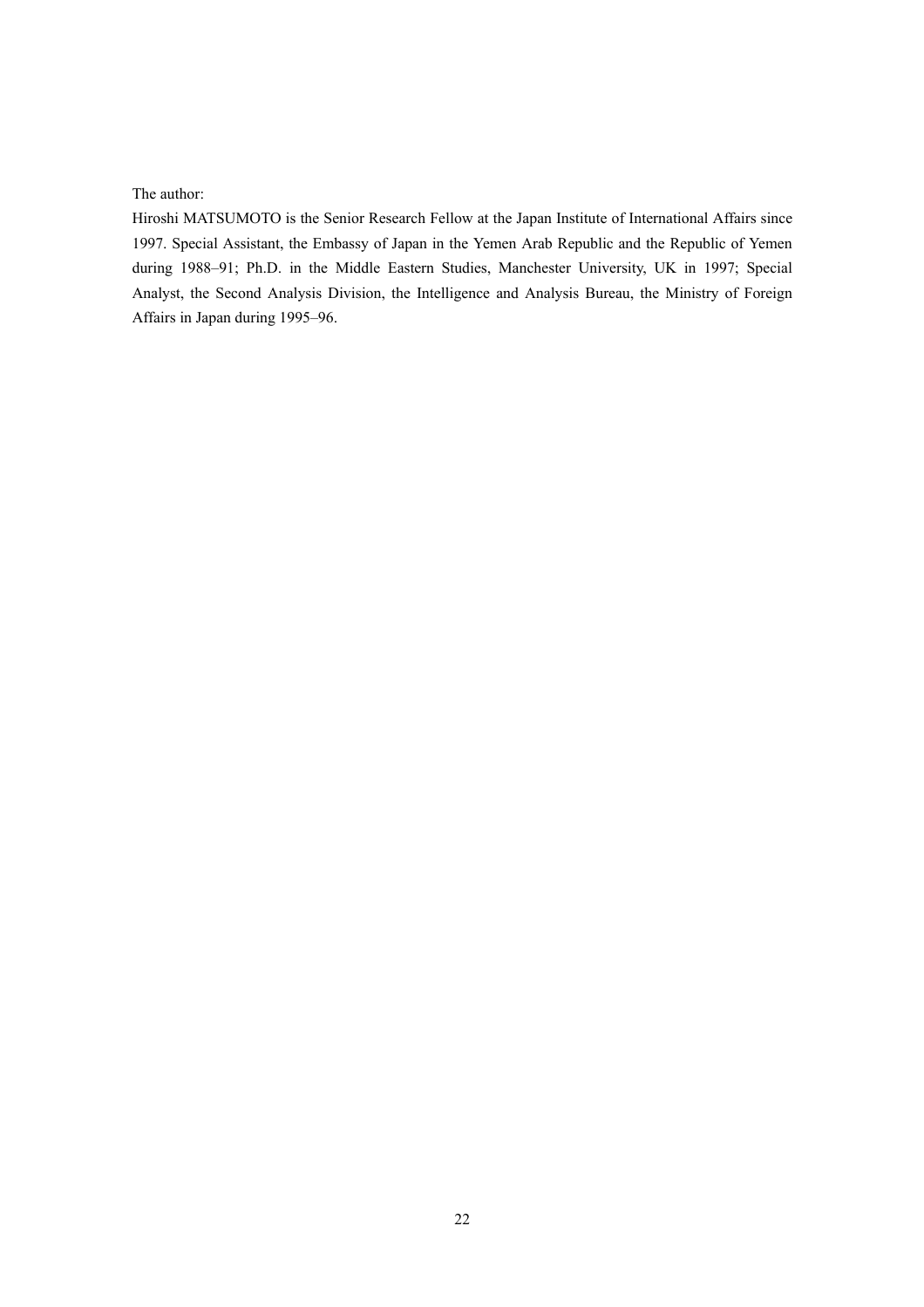The author:

Hiroshi MATSUMOTO is the Senior Research Fellow at the Japan Institute of International Affairs since 1997. Special Assistant, the Embassy of Japan in the Yemen Arab Republic and the Republic of Yemen during 1988–91; Ph.D. in the Middle Eastern Studies, Manchester University, UK in 1997; Special Analyst, the Second Analysis Division, the Intelligence and Analysis Bureau, the Ministry of Foreign Affairs in Japan during 1995–96.